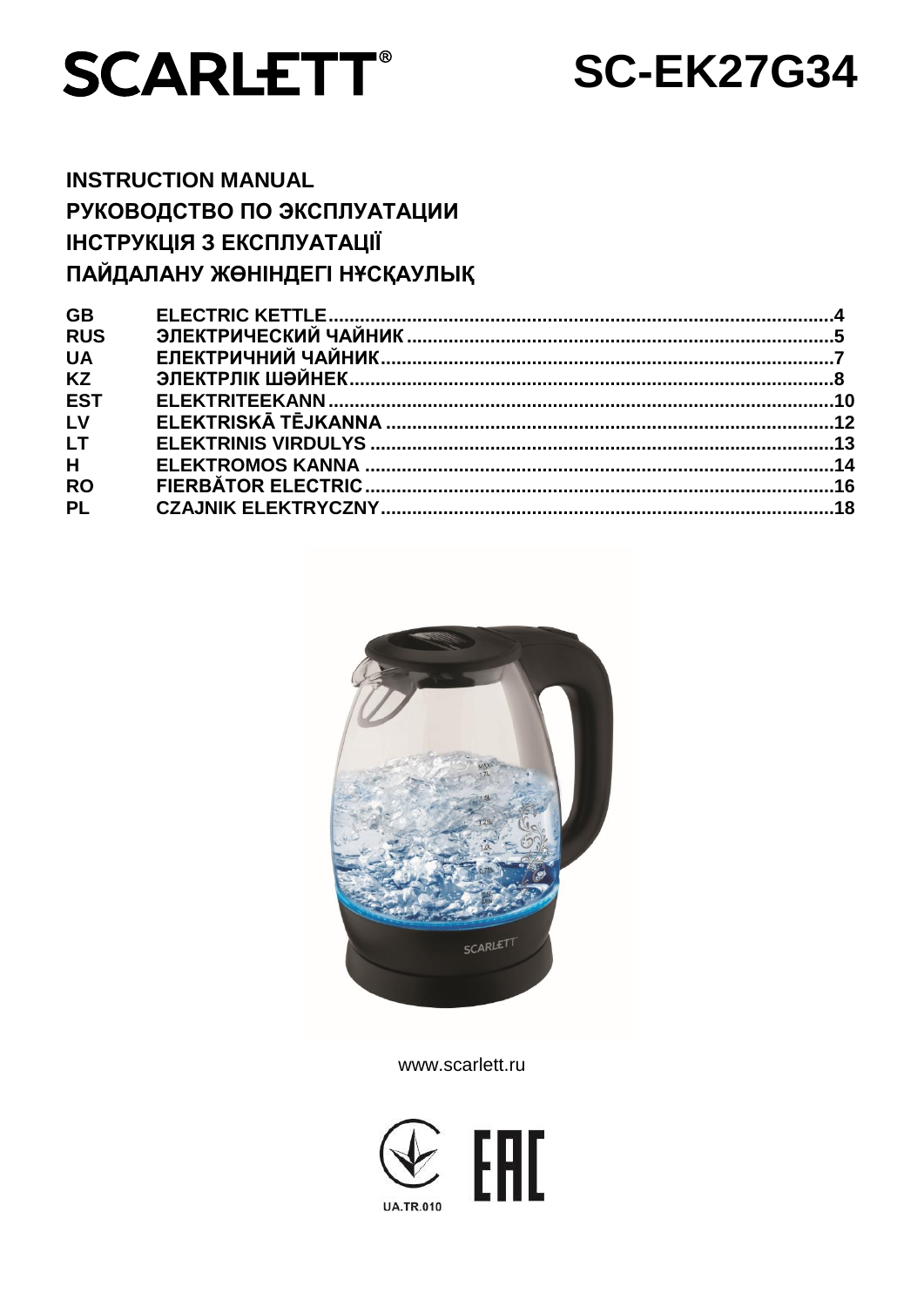# SCARLETT®

# SC-EK27G34

**INSTRUCTION MANUAL**
**РУКОВОДСТВО ПО ЭКСПЛУАТАЦИИ**
**ІНСТРУКЦІЯ З ЕКСПЛУАТАЦІЇ**
**ПАЙДАЛАНУ ЖӨНІНДЕГІ НҰСҚАУЛЫҚ**

| | | |
|---|---|---|
| **GB** | **ELECTRIC KETTLE** | **4** |
| **RUS** | **ЭЛЕКТРИЧЕСКИЙ ЧАЙНИК** | **5** |
| **UA** | **ЕЛЕКТРИЧНИЙ ЧАЙНИК** | **7** |
| **KZ** | **ЭЛЕКТРЛІК ШӘЙНЕК** | **8** |
| **EST** | **ELEKTRITEEKANN** | **10** |
| **LV** | **ELEKTRISKĀ TĒJKANNA** | **12** |
| **LT** | **ELEKTRINIS VIRDULYS** | **13** |
| **H** | **ELEKTROMOS KANNA** | **14** |
| **RO** | **FIERBĂTOR ELECTRIC** | **16** |
| **PL** | **CZAJNIK ELEKTRYCZNY** | **18** |

www.scarlett.ru

UA.TR.010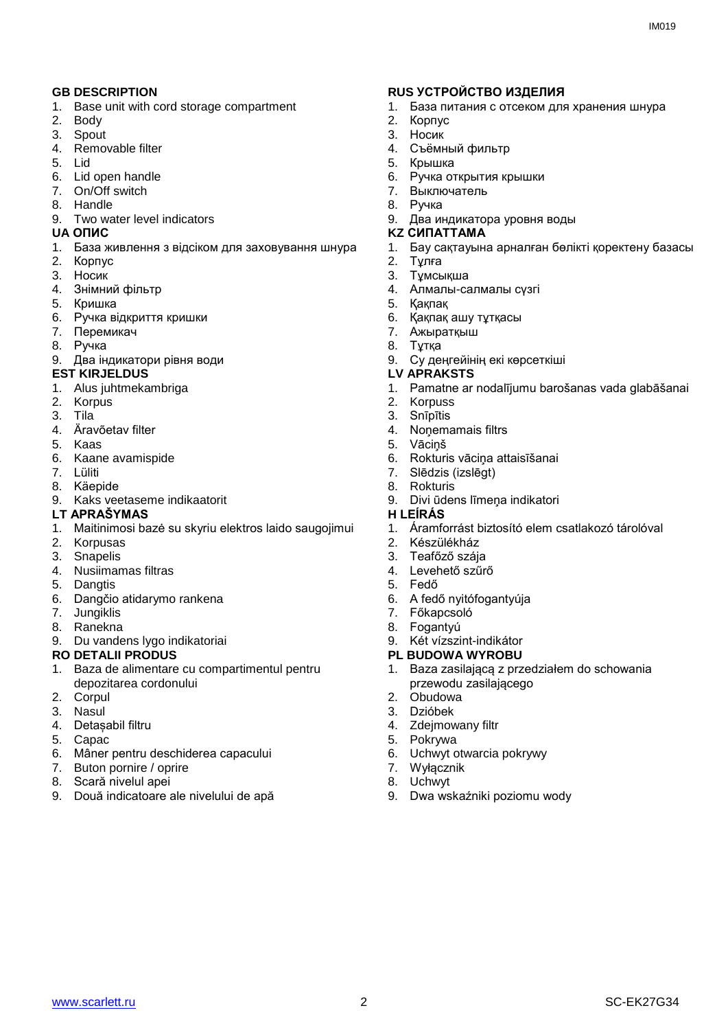## GB DESCRIPTION

1. Base unit with cord storage compartment
2. Body
3. Spout
4. Removable filter
5. Lid
6. Lid open handle
7. On/Off switch
8. Handle
9. Two water level indicators

## UA ОПИС

1. База живлення з відсіком для заховування шнура
2. Корпус
3. Носик
4. Знімний фільтр
5. Кришка
6. Ручка відкриття кришки
7. Перемикач
8. Ручка
9. Два індикатори рівня води

## EST KIRJELDUS

1. Alus juhtmekambriga
2. Korpus
3. Tila
4. Äravõetav filter
5. Kaas
6. Kaane avamispide
7. Lüliti
8. Käepide
9. Kaks veetaseme indikaatorit

## LT APRAŠYMAS

1. Maitinimosi bazė su skyriu elektros laido saugojimui
2. Korpusas
3. Snapelis
4. Nusiimamas filtras
5. Dangtis
6. Dangčio atidarymo rankena
7. Jungiklis
8. Ranekna
9. Du vandens lygo indikatoriai

## RO DETALII PRODUS

1. Baza de alimentare cu compartimentul pentru depozitarea cordonului
2. Corpul
3. Nasul
4. Detașabil filtru
5. Capac
6. Mâner pentru deschiderea capacului
7. Buton pornire / oprire
8. Scară nivelul apei
9. Două indicatoare ale nivelului de apă

## RUS УСТРОЙСТВО ИЗДЕЛИЯ

1. База питания с отсеком для хранения шнура
2. Корпус
3. Носик
4. Съёмный фильтр
5. Крышка
6. Ручка открытия крышки
7. Выключатель
8. Ручка
9. Два индикатора уровня воды

## KZ СИПАТТАМА

1. Бау сақтауына арналған бөлікті қоректену базасы
2. Тұлға
3. Тұмсықша
4. Алмалы-салмалы сүзгі
5. Қақпақ
6. Қақпақ ашу тұтқасы
7. Ажыратқыш
8. Тұтқа
9. Су деңгейінің екі көрсеткіші

## LV APRAKSTS

1. Pamatne ar nodalījumu barošanas vada glabāšanai
2. Korpuss
3. Snīpītis
4. Noņemamais filtrs
5. Vāciņš
6. Rokturis vāciņa attaisīšanai
7. Slēdzis (izslēgt)
8. Rokturis
9. Divi ūdens līmeņa indikatori

## H LEÍRÁS

1. Áramforrást biztosító elem csatlakozó tárolóval
2. Készülékház
3. Teafőző szája
4. Levehető szűrő
5. Fedő
6. A fedő nyitófogantyúja
7. Főkapcsoló
8. Fogantyú
9. Két vízszint-indikátor

## PL BUDOWA WYROBU

1. Baza zasilającą z przedziałem do schowania przewodu zasilającego
2. Obudowa
3. Dzióbek
4. Zdejmowany filtr
5. Pokrywa
6. Uchwyt otwarcia pokrywy
7. Wyłącznik
8. Uchwyt
9. Dwa wskaźniki poziomu wody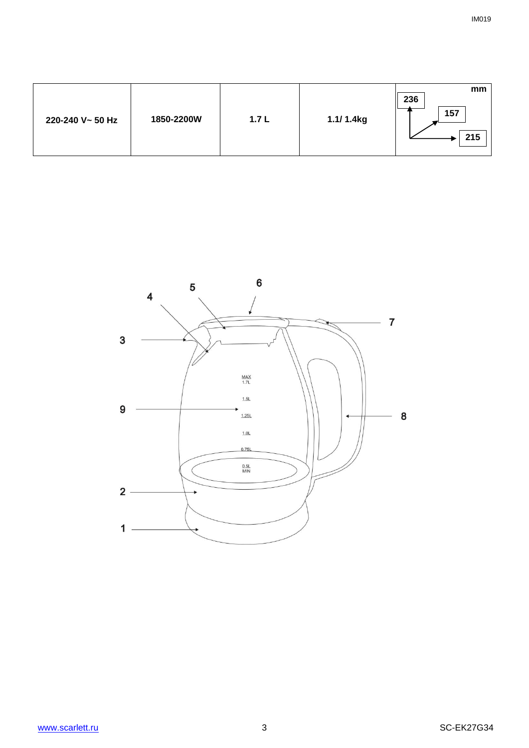| 220-240 V~ 50 Hz | 1850-2200W | 1.7 L | 1.1/ 1.4kg | mm 236 157 215 |
|---|---|---|---|---|

6

5

4

7

3

MAX 1.7L

1.5L

9

1.25L

8

1.0L

0.75L

0.5L MIN

2

1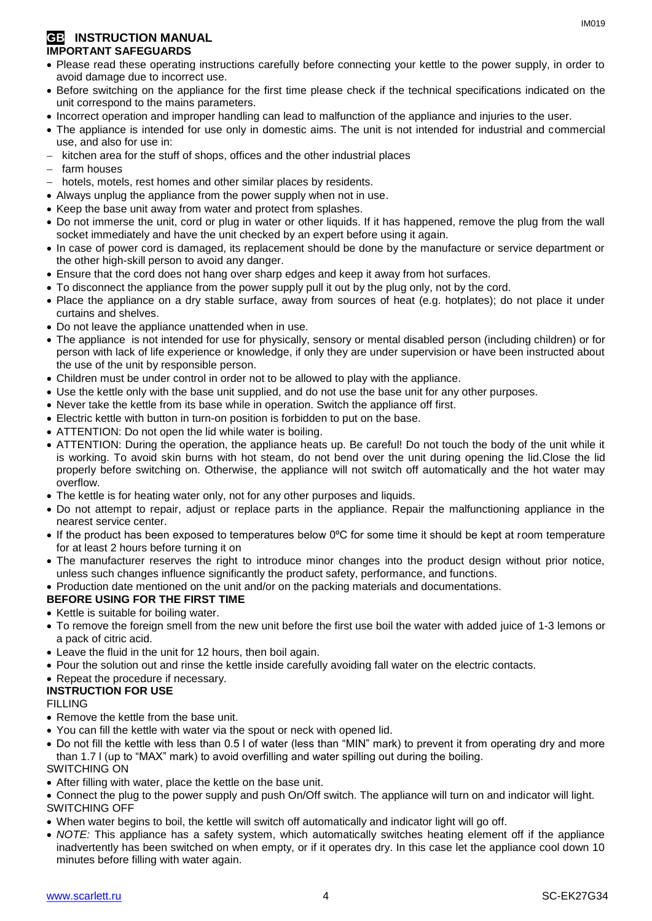# GB INSTRUCTION MANUAL

## IMPORTANT SAFEGUARDS

- Please read these operating instructions carefully before connecting your kettle to the power supply, in order to avoid damage due to incorrect use.
- Before switching on the appliance for the first time please check if the technical specifications indicated on the unit correspond to the mains parameters.
- Incorrect operation and improper handling can lead to malfunction of the appliance and injuries to the user.
- The appliance is intended for use only in domestic aims. The unit is not intended for industrial and commercial use, and also for use in:
  - kitchen area for the stuff of shops, offices and the other industrial places
  - farm houses
  - hotels, motels, rest homes and other similar places by residents.
- Always unplug the appliance from the power supply when not in use.
- Keep the base unit away from water and protect from splashes.
- Do not immerse the unit, cord or plug in water or other liquids. If it has happened, remove the plug from the wall socket immediately and have the unit checked by an expert before using it again.
- In case of power cord is damaged, its replacement should be done by the manufacture or service department or the other high-skill person to avoid any danger.
- Ensure that the cord does not hang over sharp edges and keep it away from hot surfaces.
- To disconnect the appliance from the power supply pull it out by the plug only, not by the cord.
- Place the appliance on a dry stable surface, away from sources of heat (e.g. hotplates); do not place it under curtains and shelves.
- Do not leave the appliance unattended when in use.
- The appliance is not intended for use for physically, sensory or mental disabled person (including children) or for person with lack of life experience or knowledge, if only they are under supervision or have been instructed about the use of the unit by responsible person.
- Children must be under control in order not to be allowed to play with the appliance.
- Use the kettle only with the base unit supplied, and do not use the base unit for any other purposes.
- Never take the kettle from its base while in operation. Switch the appliance off first.
- Electric kettle with button in turn-on position is forbidden to put on the base.
- ATTENTION: Do not open the lid while water is boiling.
- ATTENTION: During the operation, the appliance heats up. Be careful! Do not touch the body of the unit while it is working. To avoid skin burns with hot steam, do not bend over the unit during opening the lid.Close the lid properly before switching on. Otherwise, the appliance will not switch off automatically and the hot water may overflow.
- The kettle is for heating water only, not for any other purposes and liquids.
- Do not attempt to repair, adjust or replace parts in the appliance. Repair the malfunctioning appliance in the nearest service center.
- If the product has been exposed to temperatures below 0ºC for some time it should be kept at room temperature for at least 2 hours before turning it on
- The manufacturer reserves the right to introduce minor changes into the product design without prior notice, unless such changes influence significantly the product safety, performance, and functions.
- Production date mentioned on the unit and/or on the packing materials and documentations.

## BEFORE USING FOR THE FIRST TIME

- Kettle is suitable for boiling water.
- To remove the foreign smell from the new unit before the first use boil the water with added juice of 1-3 lemons or a pack of citric acid.
- Leave the fluid in the unit for 12 hours, then boil again.
- Pour the solution out and rinse the kettle inside carefully avoiding fall water on the electric contacts.
- Repeat the procedure if necessary.

## INSTRUCTION FOR USE

FILLING

- Remove the kettle from the base unit.
- You can fill the kettle with water via the spout or neck with opened lid.
- Do not fill the kettle with less than 0.5 l of water (less than "MIN" mark) to prevent it from operating dry and more than 1.7 l (up to "MAX" mark) to avoid overfilling and water spilling out during the boiling.

SWITCHING ON

- After filling with water, place the kettle on the base unit.
- Connect the plug to the power supply and push On/Off switch. The appliance will turn on and indicator will light.

SWITCHING OFF

- When water begins to boil, the kettle will switch off automatically and indicator light will go off.
- *NOTE:* This appliance has a safety system, which automatically switches heating element off if the appliance inadvertently has been switched on when empty, or if it operates dry. In this case let the appliance cool down 10 minutes before filling with water again.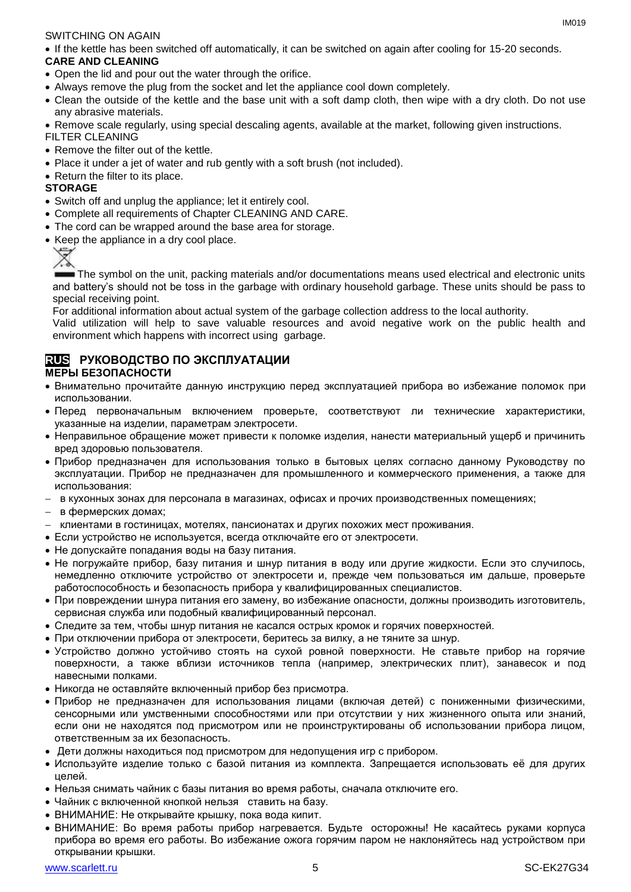SWITCHING ON AGAIN

- If the kettle has been switched off automatically, it can be switched on again after cooling for 15-20 seconds.

**CARE AND CLEANING**

- Open the lid and pour out the water through the orifice.
- Always remove the plug from the socket and let the appliance cool down completely.
- Clean the outside of the kettle and the base unit with a soft damp cloth, then wipe with a dry cloth. Do not use any abrasive materials.
- Remove scale regularly, using special descaling agents, available at the market, following given instructions.

FILTER CLEANING

- Remove the filter out of the kettle.
- Place it under a jet of water and rub gently with a soft brush (not included).
- Return the filter to its place.

**STORAGE**

- Switch off and unplug the appliance; let it entirely cool.
- Complete all requirements of Chapter CLEANING AND CARE.
- The cord can be wrapped around the base area for storage.
- Keep the appliance in a dry cool place.

The symbol on the unit, packing materials and/or documentations means used electrical and electronic units and battery's should not be toss in the garbage with ordinary household garbage. These units should be pass to special receiving point.

For additional information about actual system of the garbage collection address to the local authority.

Valid utilization will help to save valuable resources and avoid negative work on the public health and environment which happens with incorrect using garbage.

## RUS РУКОВОДСТВО ПО ЭКСПЛУАТАЦИИ

**МЕРЫ БЕЗОПАСНОСТИ**

- Внимательно прочитайте данную инструкцию перед эксплуатацией прибора во избежание поломок при использовании.
- Перед первоначальным включением проверьте, соответствуют ли технические характеристики, указанные на изделии, параметрам электросети.
- Неправильное обращение может привести к поломке изделия, нанести материальный ущерб и причинить вред здоровью пользователя.
- Прибор предназначен для использования только в бытовых целях согласно данному Руководству по эксплуатации. Прибор не предназначен для промышленного и коммерческого применения, а также для использования:
  - в кухонных зонах для персонала в магазинах, офисах и прочих производственных помещениях;
  - в фермерских домах;
  - клиентами в гостиницах, мотелях, пансионатах и других похожих мест проживания.
- Если устройство не используется, всегда отключайте его от электросети.
- Не допускайте попадания воды на базу питания.
- Не погружайте прибор, базу питания и шнур питания в воду или другие жидкости. Если это случилось, немедленно отключите устройство от электросети и, прежде чем пользоваться им дальше, проверьте работоспособность и безопасность прибора у квалифицированных специалистов.
- При повреждении шнура питания его замену, во избежание опасности, должны производить изготовитель, сервисная служба или подобный квалифицированный персонал.
- Следите за тем, чтобы шнур питания не касался острых кромок и горячих поверхностей.
- При отключении прибора от электросети, беритесь за вилку, а не тяните за шнур.
- Устройство должно устойчиво стоять на сухой ровной поверхности. Не ставьте прибор на горячие поверхности, а также вблизи источников тепла (например, электрических плит), занавесок и под навесными полками.
- Никогда не оставляйте включенный прибор без присмотра.
- Прибор не предназначен для использования лицами (включая детей) с пониженными физическими, сенсорными или умственными способностями или при отсутствии у них жизненного опыта или знаний, если они не находятся под присмотром или не проинструктированы об использовании прибора лицом, ответственным за их безопасность.
- Дети должны находиться под присмотром для недопущения игр с прибором.
- Используйте изделие только с базой питания из комплекта. Запрещается использовать её для других целей.
- Нельзя снимать чайник с базы питания во время работы, сначала отключите его.
- Чайник с включенной кнопкой нельзя ставить на базу.
- ВНИМАНИЕ: Не открывайте крышку, пока вода кипит.
- ВНИМАНИЕ: Во время работы прибор нагревается. Будьте осторожны! Не касайтесь руками корпуса прибора во время его работы. Во избежание ожога горячим паром не наклоняйтесь над устройством при открывании крышки.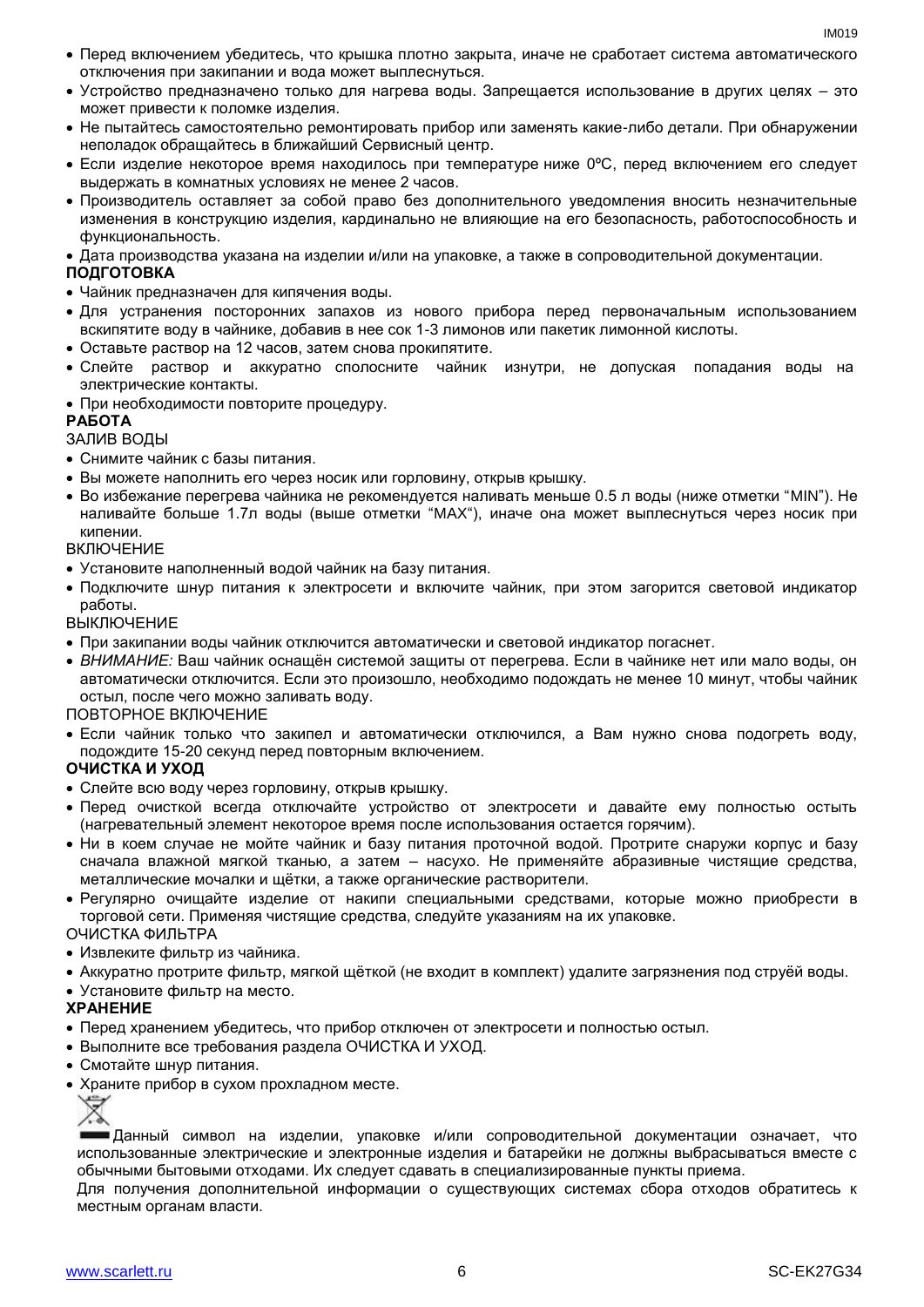- Перед включением убедитесь, что крышка плотно закрыта, иначе не сработает система автоматического отключения при закипании и вода может выплеснуться.
- Устройство предназначено только для нагрева воды. Запрещается использование в других целях – это может привести к поломке изделия.
- Не пытайтесь самостоятельно ремонтировать прибор или заменять какие-либо детали. При обнаружении неполадок обращайтесь в ближайший Сервисный центр.
- Если изделие некоторое время находилось при температуре ниже 0ºC, перед включением его следует выдержать в комнатных условиях не менее 2 часов.
- Производитель оставляет за собой право без дополнительного уведомления вносить незначительные изменения в конструкцию изделия, кардинально не влияющие на его безопасность, работоспособность и функциональность.
- Дата производства указана на изделии и/или на упаковке, а также в сопроводительной документации.

**ПОДГОТОВКА**

- Чайник предназначен для кипячения воды.
- Для устранения посторонних запахов из нового прибора перед первоначальным использованием вскипятите воду в чайнике, добавив в нее сок 1-3 лимонов или пакетик лимонной кислоты.
- Оставьте раствор на 12 часов, затем снова прокипятите.
- Слейте раствор и аккуратно сполосните чайник изнутри, не допуская попадания воды на электрические контакты.
- При необходимости повторите процедуру.

**РАБОТА**

ЗАЛИВ ВОДЫ

- Снимите чайник с базы питания.
- Вы можете наполнить его через носик или горловину, открыв крышку.
- Во избежание перегрева чайника не рекомендуется наливать меньше 0.5 л воды (ниже отметки "MIN"). Не наливайте больше 1.7л воды (выше отметки "MAX"), иначе она может выплеснуться через носик при кипении.

ВКЛЮЧЕНИЕ

- Установите наполненный водой чайник на базу питания.
- Подключите шнур питания к электросети и включите чайник, при этом загорится световой индикатор работы.

ВЫКЛЮЧЕНИЕ

- При закипании воды чайник отключится автоматически и световой индикатор погаснет.
- *ВНИМАНИЕ:* Ваш чайник оснащён системой защиты от перегрева. Если в чайнике нет или мало воды, он автоматически отключится. Если это произошло, необходимо подождать не менее 10 минут, чтобы чайник остыл, после чего можно заливать воду.

ПОВТОРНОЕ ВКЛЮЧЕНИЕ

- Если чайник только что закипел и автоматически отключился, а Вам нужно снова подогреть воду, подождите 15-20 секунд перед повторным включением.

**ОЧИСТКА И УХОД**

- Слейте всю воду через горловину, открыв крышку.
- Перед очисткой всегда отключайте устройство от электросети и давайте ему полностью остыть (нагревательный элемент некоторое время после использования остается горячим).
- Ни в коем случае не мойте чайник и базу питания проточной водой. Протрите снаружи корпус и базу сначала влажной мягкой тканью, а затем – насухо. Не применяйте абразивные чистящие средства, металлические мочалки и щётки, а также органические растворители.
- Регулярно очищайте изделие от накипи специальными средствами, которые можно приобрести в торговой сети. Применяя чистящие средства, следуйте указаниям на их упаковке.

ОЧИСТКА ФИЛЬТРА

- Извлеките фильтр из чайника.
- Аккуратно протрите фильтр, мягкой щёткой (не входит в комплект) удалите загрязнения под струёй воды.
- Установите фильтр на место.

**ХРАНЕНИЕ**

- Перед хранением убедитесь, что прибор отключен от электросети и полностью остыл.
- Выполните все требования раздела ОЧИСТКА И УХОД.
- Смотайте шнур питания.
- Храните прибор в сухом прохладном месте.

Данный символ на изделии, упаковке и/или сопроводительной документации означает, что использованные электрические и электронные изделия и батарейки не должны выбрасываться вместе с обычными бытовыми отходами. Их следует сдавать в специализированные пункты приема.

Для получения дополнительной информации о существующих системах сбора отходов обратитесь к местным органам власти.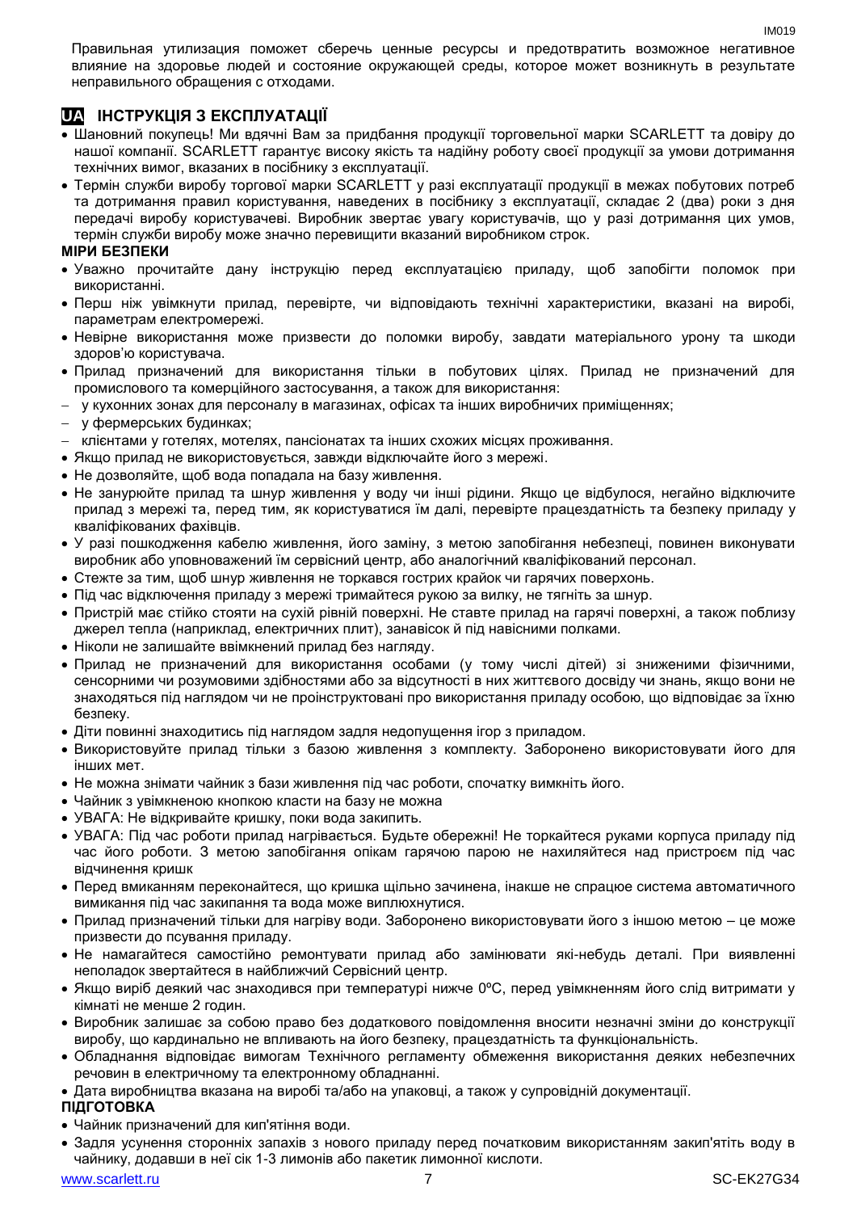Правильная утилизация поможет сберечь ценные ресурсы и предотвратить возможное негативное влияние на здоровье людей и состояние окружающей среды, которое может возникнуть в результате неправильного обращения с отходами.

## UA ІНСТРУКЦІЯ З ЕКСПЛУАТАЦІЇ

- Шановний покупець! Ми вдячні Вам за придбання продукції торговельної марки SCARLETT та довіру до нашої компанії. SCARLETT гарантує високу якість та надійну роботу своєї продукції за умови дотримання технічних вимог, вказаних в посібнику з експлуатації.
- Термін служби виробу торгової марки SCARLETT у разі експлуатації продукції в межах побутових потреб та дотримання правил користування, наведених в посібнику з експлуатації, складає 2 (два) роки з дня передачі виробу користувачеві. Виробник звертає увагу користувачів, що у разі дотримання цих умов, термін служби виробу може значно перевищити вказаний виробником строк.

**МІРИ БЕЗПЕКИ**

- Уважно прочитайте дану інструкцію перед експлуатацією приладу, щоб запобігти поломок при використанні.
- Перш ніж увімкнути прилад, перевірте, чи відповідають технічні характеристики, вказані на виробі, параметрам електромережі.
- Невірне використання може призвести до поломки виробу, завдати матеріального урону та шкоди здоров'ю користувача.
- Прилад призначений для використання тільки в побутових цілях. Прилад не призначений для промислового та комерційного застосування, а також для використання:
  - у кухонних зонах для персоналу в магазинах, офісах та інших виробничих приміщеннях;
  - у фермерських будинках;
  - клієнтами у готелях, мотелях, пансіонатах та інших схожих місцях проживання.
- Якщо прилад не використовується, завжди відключайте його з мережі.
- Не дозволяйте, щоб вода попадала на базу живлення.
- Не занурюйте прилад та шнур живлення у воду чи інші рідини. Якщо це відбулося, негайно відключите прилад з мережі та, перед тим, як користуватися їм далі, перевірте працездатність та безпеку приладу у кваліфікованих фахівців.
- У разі пошкодження кабелю живлення, його заміну, з метою запобігання небезпеці, повинен виконувати виробник або уповноважений їм сервісний центр, або аналогічний кваліфікований персонал.
- Стежте за тим, щоб шнур живлення не торкався гострих крайок чи гарячих поверхонь.
- Під час відключення приладу з мережі тримайтеся рукою за вилку, не тягніть за шнур.
- Пристрій має стійко стояти на сухій рівній поверхні. Не ставте прилад на гарячі поверхні, а також поблизу джерел тепла (наприклад, електричних плит), занавісок й під навісними полками.
- Ніколи не залишайте ввімкнений прилад без нагляду.
- Прилад не призначений для використання особами (у тому числі дітей) зі зниженими фізичними, сенсорними чи розумовими здібностями або за відсутності в них життєвого досвіду чи знань, якщо вони не знаходяться під наглядом чи не проінструктовані про використання приладу особою, що відповідає за їхню безпеку.
- Діти повинні знаходитись під наглядом задля недопущення ігор з приладом.
- Використовуйте прилад тільки з базою живлення з комплекту. Заборонено використовувати його для інших мет.
- Не можна знімати чайник з бази живлення під час роботи, спочатку вимкніть його.
- Чайник з увімкненою кнопкою класти на базу не можна
- УВАГА: Не відкривайте кришку, поки вода закипить.
- УВАГА: Під час роботи прилад нагрівається. Будьте обережні! Не торкайтеся руками корпуса приладу під час його роботи. З метою запобігання опікам гарячою парою не нахиляйтеся над пристроєм під час відчинення кришк
- Перед вмиканням переконайтеся, що кришка щільно зачинена, інакше не спрацює система автоматичного вимикання під час закипання та вода може виплюхнутися.
- Прилад призначений тільки для нагріву води. Заборонено використовувати його з іншою метою – це може призвести до псування приладу.
- Не намагайтеся самостійно ремонтувати прилад або замінювати які-небудь деталі. При виявленні неполадок звертайтеся в найближчий Сервісний центр.
- Якщо виріб деякий час знаходився при температурі нижче 0ºC, перед увімкненням його слід витримати у кімнаті не менше 2 годин.
- Виробник залишає за собою право без додаткового повідомлення вносити незначні зміни до конструкції виробу, що кардинально не впливають на його безпеку, працездатність та функціональність.
- Обладнання відповідає вимогам Технічного регламенту обмеження використання деяких небезпечних речовин в електричному та електронному обладнанні.
- Дата виробництва вказана на виробі та/або на упаковці, а також у супровідній документації.

**ПІДГОТОВКА**

- Чайник призначений для кип'ятіння води.
- Задля усунення сторонніх запахів з нового приладу перед початковим використанням закип'ятіть воду в чайнику, додавши в неї сік 1-3 лимонів або пакетик лимонної кислоти.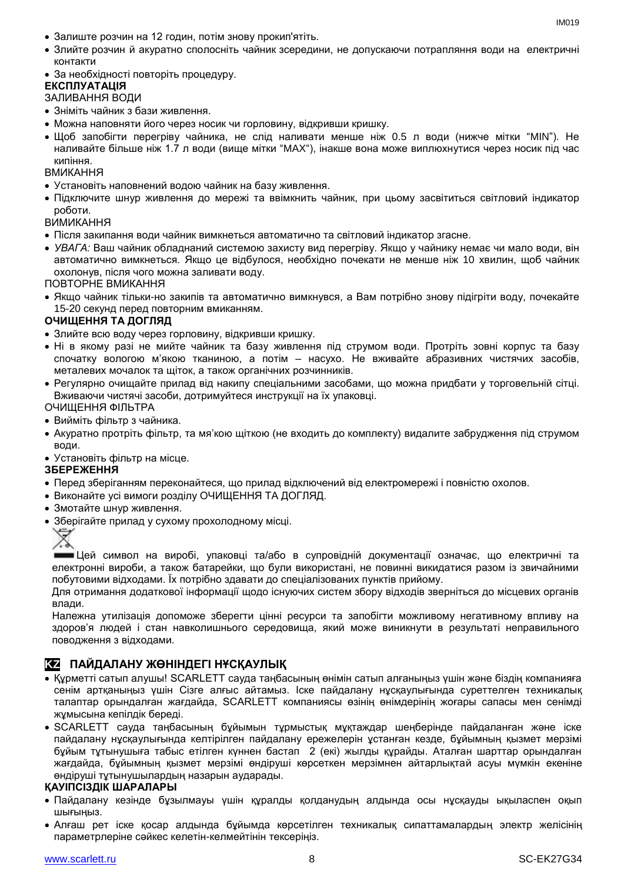- Залиште розчин на 12 годин, потім знову прокип'ятіть.
- Злийте розчин й акуратно сполосніть чайник зсередини, не допускаючи потрапляння води на електричні контакти
- За необхідності повторіть процедуру.

**ЕКСПЛУАТАЦІЯ**

ЗАЛИВАННЯ ВОДИ

- Зніміть чайник з бази живлення.
- Можна наповняти його через носик чи горловину, відкривши кришку.
- Щоб запобігти перегріву чайника, не слід наливати менше ніж 0.5 л води (нижче мітки "MIN"). Не наливайте більше ніж 1.7 л води (вище мітки "MAX"), інакше вона може виплюхнутися через носик під час кипіння.

ВМИКАННЯ

- Установіть наповнений водою чайник на базу живлення.
- Підключите шнур живлення до мережі та ввімкнить чайник, при цьому засвітиться світловий індикатор роботи.

ВИМИКАННЯ

- Після закипання води чайник вимкнеться автоматично та світловий індикатор згасне.
- *УВАГА:* Ваш чайник обладнаний системою захисту вид перегріву. Якщо у чайнику немає чи мало води, він автоматично вимкнеться. Якщо це відбулося, необхідно почекати не менше ніж 10 хвилин, щоб чайник охолонув, після чого можна заливати воду.

ПОВТОРНЕ ВМИКАННЯ

- Якщо чайник тільки-но закипів та автоматично вимкнувся, а Вам потрібно знову підігріти воду, почекайте 15-20 секунд перед повторним вмиканням.

**ОЧИЩЕННЯ ТА ДОГЛЯД**

- Злийте всю воду через горловину, відкривши кришку.
- Ні в якому разі не мийте чайник та базу живлення під струмом води. Протріть зовні корпус та базу спочатку вологою м'якою тканиною, а потім – насухо. Не вживайте абразивних чистячих засобів, металевих мочалок та щіток, а також органічних розчинників.
- Регулярно очищайте прилад від накипу спеціальними засобами, що можна придбати у торговельній сітці. Вживаючи чистячі засоби, дотримуйтеся инструкції на їх упаковці.

ОЧИЩЕННЯ ФІЛЬТРА

- Вийміть фільтр з чайника.
- Акуратно протріть фільтр, та мя'кою щіткою (не входить до комплекту) видалите забрудження під струмом води.
- Установіть фільтр на місце.

**ЗБЕРЕЖЕННЯ**

- Перед зберіганням переконайтеся, що прилад відключений від електромережі і повністю охолов.
- Виконайте усі вимоги розділу ОЧИЩЕННЯ ТА ДОГЛЯД.
- Змотайте шнур живлення.
- Зберігайте прилад у сухому прохолодному місці.

Цей символ на виробі, упаковці та/або в супровідній документації означає, що електричні та електронні вироби, а також батарейки, що були використані, не повинні викидатися разом із звичайними побутовими відходами. Їх потрібно здавати до спеціалізованих пунктів прийому.

Для отримання додаткової інформації щодо існуючих систем збору відходів зверніться до місцевих органів влади.

Належна утилізація допоможе зберегти цінні ресурси та запобігти можливому негативному впливу на здоров'я людей і стан навколишнього середовища, який може виникнути в результаті неправильного поводження з відходами.

## KZ ПАЙДАЛАНУ ЖӨНІНДЕГІ НҰСҚАУЛЫҚ

- Құрметті сатып алушы! SCARLETT сауда таңбасының өнімін сатып алғаныңыз үшін және біздің компанияға сенім артқаныңыз үшін Сізге алғыс айтамыз. Іске пайдалану нұсқаулығында суреттелген техникалық талаптар орындалған жағдайда, SCARLETT компаниясы өзінің өнімдерінің жоғары сапасы мен сенімді жұмысына кепілдік береді.
- SCARLETT сауда таңбасының бұйымын тұрмыстық мұқтаждар шеңберінде пайдаланған және іске пайдалану нұсқаулығында келтірілген пайдалану ережелерін ұстанған кезде, бұйымның қызмет мерзімі бұйым тұтынушыға табыс етілген күннен бастап 2 (екі) жылды құрайды. Аталған шарттар орындалған жағдайда, бұйымның қызмет мерзімі өндіруші көрсеткен мерзімнен айтарлықтай асуы мүмкін екеніне өндіруші тұтынушылардың назарын аударады.

**ҚАУІПСІЗДІК ШАРАЛАРЫ**

- Пайдалану кезінде бұзылмауы үшін құралды қолданудың алдында осы нұсқауды ықыласпен оқып шығыңыз.
- Алғаш рет іске қосар алдында бұйымда көрсетілген техникалық сипаттамалардың электр желісінің параметрлеріне сәйкес келетін-келмейтінін тексеріңіз.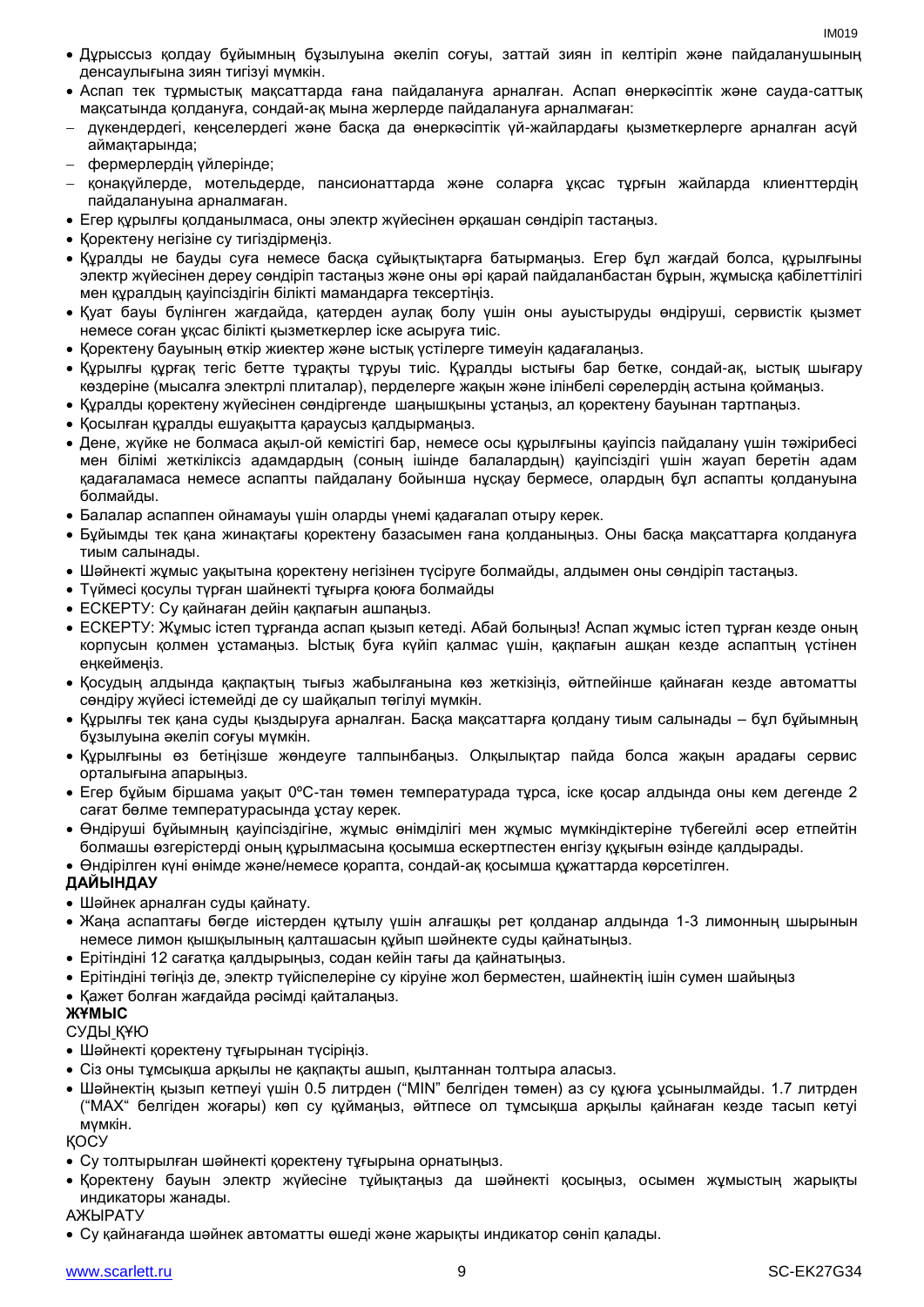- Дұрыссыз қолдау бұйымның бұзылуына әкеліп соғуы, заттай зиян іп келтіріп және пайдаланушының денсаулығына зиян тигізуі мүмкін.
- Аспап тек тұрмыстық мақсаттарда ғана пайдалануға арналған. Аспап өнеркәсіптік және сауда-саттық мақсатында қолдануға, сондай-ақ мына жерлерде пайдалануға арналмаған:
- – дүкендердегі, кеңселердегі және басқа да өнеркәсіптік үй-жайлардағы қызметкерлерге арналған асүй аймақтарында;
- – фермерлердің үйлерінде;
- – қонақүйлерде, мотельдерде, пансионаттарда және соларға ұқсас тұрғын жайларда клиенттердің пайдалануына арналмаған.
- Егер құрылғы қолданылмаса, оны электр жүйесінен әрқашан сөндіріп тастаңыз.
- Қоректену негізіне су тигіздірмеңіз.
- Құралды не бауды суға немесе басқа сұйықтықтарға батырмаңыз. Егер бұл жағдай болса, құрылғыны электр жүйесінен дереу сөндіріп тастаңыз және оны әрі қарай пайдаланбастан бұрын, жұмысқа қабілеттілігі мен құралдың қауіпсіздігін білікті мамандарға тексертіңіз.
- Қуат бауы бүлінген жағдайда, қатерден аулақ болу үшін оны ауыстыруды өндіруші, сервистік қызмет немесе соған ұқсас білікті қызметкерлер іске асыруға тиіс.
- Қоректену бауының өткір жиектер және ыстық үстілерге тимеуін қадағалаңыз.
- Құрылғы құрғақ тегіс бетте тұрақты тұруы тиіс. Құралды ыстығы бар бетке, сондай-ақ, ыстық шығару көздеріне (мысалға электрлі плиталар), перделерге жақын және ілінбелі сөрелердің астына қоймаңыз.
- Құралды қоректену жүйесінен сөндіргенде шаңышқыны ұстаңыз, ал қоректену бауынан тартпаңыз.
- Қосылған құралды ешуақытта қараусыз қалдырмаңыз.
- Дене, жүйке не болмаса ақыл-ой кемістігі бар, немесе осы құрылғыны қауіпсіз пайдалану үшін тәжірибесі мен білімі жеткіліксіз адамдардың (соның ішінде балалардың) қауіпсіздігі үшін жауап беретін адам қадағаламаса немесе аспапты пайдалану бойынша нұсқау бермесе, олардың бұл аспапты қолдануына болмайды.
- Балалар аспаппен ойнамауы үшін оларды үнемі қадағалап отыру керек.
- Бұйымды тек қана жинақтағы қоректену базасымен ғана қолданыңыз. Оны басқа мақсаттарға қолдануға тиым салынады.
- Шәйнекті жұмыс уақытына қоректену негізінен түсіруге болмайды, алдымен оны сөндіріп тастаңыз.
- Түймесі қосулы тұрған шайнекті тұғырға қоюға болмайды
- ЕСКЕРТУ: Су қайнаған дейін қақпағын ашпаңыз.
- ЕСКЕРТУ: Жұмыс істеп тұрғанда аспап қызып кетеді. Абай болыңыз! Аспап жұмыс істеп тұрған кезде оның корпусын қолмен ұстамаңыз. Ыстық буға күйіп қалмас үшін, қақпағын ашқан кезде аспаптың үстінен еңкеймеңіз.
- Қосудың алдында қақпақтың тығыз жабылғанына көз жеткізіңіз, әйтпейінше қайнаған кезде автоматты сөндіру жүйесі істемейді де су шайқалып төгілуі мүмкін.
- Құрылғы тек қана суды қыздыруға арналған. Басқа мақсаттарға қолдану тиым салынады – бұл бұйымның бұзылуына әкеліп соғуы мүмкін.
- Құрылғыны өз бетіңізше жөндеуге талпынбаңыз. Олқылықтар пайда болса жақын арадағы сервис орталығына апарыңыз.
- Егер бұйым біршама уақыт 0ºC-тан төмен температурада тұрса, іске қосар алдында оны кем дегенде 2 сағат бөлме температурасында ұстау керек.
- Өндіруші бұйымның қауіпсіздігіне, жұмыс өнімділігі мен жұмыс мүмкіндіктеріне түбегейлі әсер етпейтін болмашы өзгерістерді оның құрылмасына қосымша ескертпестен енгізу құқығын өзінде қалдырады.
- Өндірілген күні өнімде және/немесе қорапта, сондай-ақ қосымша құжаттарда көрсетілген.

**ДАЙЫНДАУ**

- Шәйнек арналған суды қайнату.
- Жаңа аспаптағы бөгде иістерден құтылу үшін алғашқы рет қолданар алдында 1-3 лимонның шырынын немесе лимон қышқылының қалташасын құйып шәйнекте суды қайнатыңыз.
- Ерітіндіні 12 сағатқа қалдырыңыз, содан кейін тағы да қайнатыңыз.
- Ерітіндіні төгіңіз де, электр түйіспелеріне су кіруіне жол бермestен, шайнектің ішін сумен шайыңыз
- Қажет болған жағдайда рәсімді қайталаңыз.

**ЖҰМЫС**

СУДЫ ҚҰЮ

- Шәйнекті қоректену тұғырынан түсіріңіз.
- Сіз оны тұмсықша арқылы не қақпақты ашып, қылтаннан толтыра аласыз.
- Шәйнектің қызып кетпеуі үшін 0.5 литрден ("MIN" белгіден төмен) аз су құюға ұсынылмайды. 1.7 литрден ("MAX" белгіден жоғары) көп су құймаңыз, әйтпесе ол тұмсықша арқылы қайнаған кезде тасып кетуі мүмкін.

ҚОСУ

- Су толтырылған шәйнекті қоректену тұғырына орнатыңыз.
- Қоректену бауын электр жүйесіне тұйықтаңыз да шәйнекті қосыңыз, осымен жұмыстың жарықты индикаторы жанады.

АЖЫРАТУ

- Су қайнағанда шәйнек автоматты өшеді және жарықты индикатор сөніп қалады.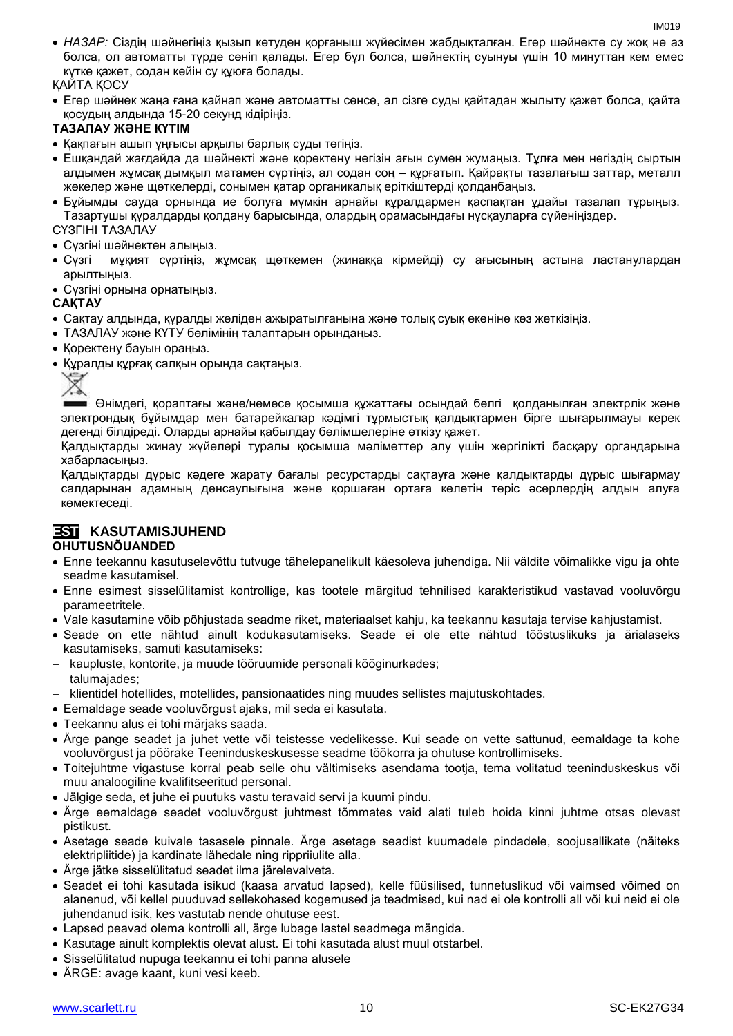- *НАЗАР:* Сіздің шәйнегіңіз қызып кетуден қорғаныш жүйесімен жабдықталған. Егер шәйнекте су жоқ не аз болса, ол автоматты түрде сөніп қалады. Егер бұл болса, шәйнектің суынуы үшін 10 минуттан кем емес күтке қажет, содан кейін су құюға болады.

ҚАЙТА ҚОСУ

- Егер шәйнек жаңа ғана қайнап және автоматты сөнсе, ал сізге суды қайтадан жылыту қажет болса, қайта қосудың алдында 15-20 секунд кідіріңіз.

**ТАЗАЛАУ ЖӘНЕ КҮТІМ**

- Қақпағын ашып ұңғысы арқылы барлық суды төгіңіз.
- Ешқандай жағдайда да шәйнекті және қоректену негізін ағын сумен жумаңыз. Тұлға мен негіздің сыртын алдымен жұмсақ дымқыл матамен сүртіңіз, ал содан соң – құрғатып. Қайрақты тазалағыш заттар, металл жөкелер және щеткелерді, сонымен қатар органикалық еріткіштерді қолданбаңыз.
- Бұйымды сауда орнында ие болуға мүмкін арнайы құралдармен қаспақтан ұдайы тазалап тұрыңыз. Тазартушы құралдарды қолдану барысында, олардың орамасындағы нұсқауларға сүйеніңіздер.

СҮЗГІНІ ТАЗАЛАУ

- Сүзгіні шәйнектен алыңыз.
- Сүзгі мұқият сүртіңіз, жұмсақ щөткемен (жинаққа кірмейді) су ағысының астына ластанулардан арылтыңыз.
- Сүзгіні орнына орнатыңыз.

**САҚТАУ**

- Сақтау алдында, құралды желіден ажыратылғанына және толық суық екеніне көз жеткізіңіз.
- ТАЗАЛАУ және КҮТУ бөлімінің талаптарын орындаңыз.
- Қоректену бауын ораңыз.
- Құралды құрғақ салқын орында сақтаңыз.

Өнімдегі, қораптағы және/немесе қосымша құжаттағы осындай белгі қолданылған электрлік және электрондық бұйымдар мен батарейкалар кәдімгі тұрмыстық қалдықтармен бірге шығарылмауы керек дегенді білдіреді. Оларды арнайы қабылдау бөлімшелеріне өткізу қажет.

Қалдықтарды жинау жүйелері туралы қосымша мәліметтер алу үшін жергілікті басқару органдарына хабарласыңыз.

Қалдықтарды дұрыс кәдеге жарату бағалы ресурстарды сақтауға және қалдықтарды дұрыс шығармау салдарынан адамның денсаулығына және қоршаған ортаға келетін теріс әсерлердің алдын алуға көмектеседі.

## EST KASUTAMISJUHEND

**OHUTUSNÕUANDED**

- Enne teekannu kasutuselevõttu tutvuge tähelepanelikult käesoleva juhendiga. Nii väldite võimalikke vigu ja ohte seadme kasutamisel.
- Enne esimest sisselülitamist kontrollige, kas tootele märgitud tehnilised karakteristikud vastavad vooluvõrgu parameetritele.
- Vale kasutamine võib põhjustada seadme riket, materiaalset kahju, ka teekannu kasutaja tervise kahjustamist.
- Seade on ette nähtud ainult kodukasutamiseks. Seade ei ole ette nähtud tööstuslikuks ja ärialaseks kasutamiseks, samuti kasutamiseks:
  - kaupluste, kontorite, ja muude tööruumide personali kööginurkades;
  - talumajades;
  - klientidel hotellides, motellides, pansionaatides ning muudes sellistes majutuskohtades.
- Eemaldage seade vooluvõrgust ajaks, mil seda ei kasutata.
- Teekannu alus ei tohi märjaks saada.
- Ärge pange seadet ja juhet vette või teistesse vedelikesse. Kui seade on vette sattunud, eemaldage ta kohe vooluvõrgust ja pöörake Teeninduskeskusesse seadme töökorra ja ohutuse kontrollimiseks.
- Toitejuhtme vigastuse korral peab selle ohu vältimiseks asendama tootja, tema volitatud teeninduskeskus või muu analoogiline kvalifitseeritud personal.
- Jälgige seda, et juhe ei puutuks vastu teravaid servi ja kuumi pindu.
- Ärge eemaldage seadet vooluvõrgust juhtmest tõmmates vaid alati tuleb hoida kinni juhtme otsas olevast pistikust.
- Asetage seade kuivale tasasele pinnale. Ärge asetage seadist kuumadele pindadele, soojusallikate (näiteks elektripliitide) ja kardinate lähedale ning rippriiulite alla.
- Ärge jätke sisselülitatud seadet ilma järelevalveta.
- Seadet ei tohi kasutada isikud (kaasa arvatud lapsed), kelle füüsilised, tunnetuslikud või vaimsed võimed on alanenud, või kellel puuduvad sellekohased kogemused ja teadmised, kui nad ei ole kontrolli all või kui neid ei ole juhendanud isik, kes vastutab nende ohutuse eest.
- Lapsed peavad olema kontrolli all, ärge lubage lastel seadmega mängida.
- Kasutage ainult komplektis olevat alust. Ei tohi kasutada alust muul otstarbel.
- Sisselülitatud nupuga teekannu ei tohi panna alusele
- ÄRGE: avage kaant, kuni vesi keeb.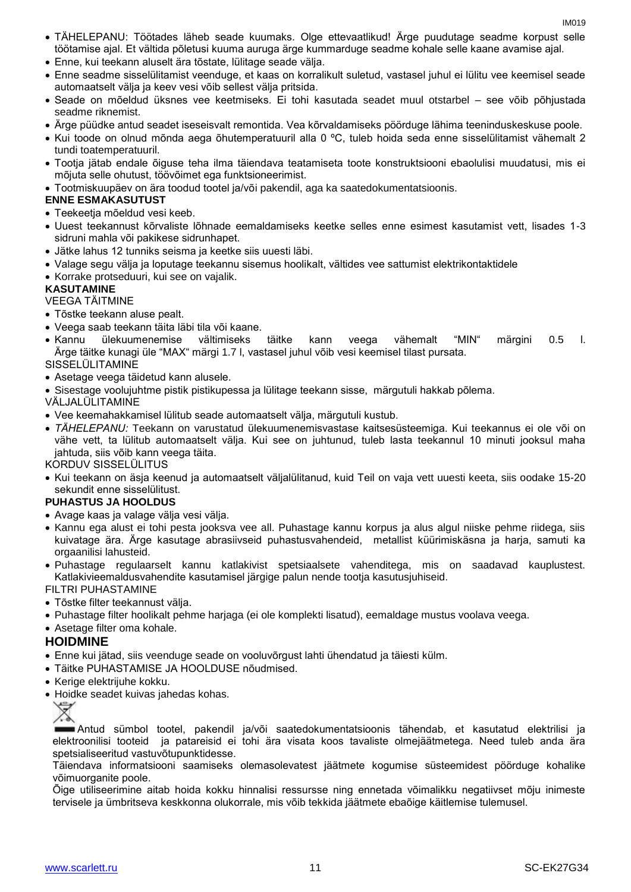- TÄHELEPANU: Töötades läheb seade kuumaks. Olge ettevaatlikud! Ärge puudutage seadme korpust selle töötamise ajal. Et vältida põletusi kuuma auruga ärge kummarduge seadme kohale selle kaane avamise ajal.
- Enne, kui teekann aluselt ära tõstate, lülitage seade välja.
- Enne seadme sisselülitamist veenduge, et kaas on korralikult suletud, vastasel juhul ei lülitu vee keemisel seade automaatselt välja ja keev vesi võib sellest välja pritsida.
- Seade on mõeldud üksnes vee keetmiseks. Ei tohi kasutada seadet muul otstarbel – see võib põhjustada seadme riknemist.
- Ärge püüdke antud seadet iseseisvalt remontida. Vea kõrvaldamiseks pöörduge lähima teeninduskeskuse poole.
- Kui toode on olnud mõnda aega õhutemperatuuril alla 0 ºC, tuleb hoida seda enne sisselülitamist vähemalt 2 tundi toatemperatuuril.
- Tootja jätab endale õiguse teha ilma täiendava teatamiseta toote konstruktsiooni ebaolulisi muudatusi, mis ei mõjuta selle ohutust, töövõimet ega funktsioneerimist.
- Tootmiskuupäev on ära toodud tootel ja/või pakendil, aga ka saatedokumentatsioonis.

**ENNE ESMAKASUTUST**

- Teekeetja mõeldud vesi keeb.
- Uuest teekannust kõrvaliste lõhnade eemaldamiseks keetke selles enne esimest kasutamist vett, lisades 1-3 sidruni mahla või pakikese sidrunhapet.
- Jätke lahus 12 tunniks seisma ja keetke siis uuesti läbi.
- Valage segu välja ja loputage teekannu sisemus hoolikalt, vältides vee sattumist elektrikontaktidele
- Korrake protseduuri, kui see on vajalik.

**KASUTAMINE**

VEEGA TÄITMINE

- Tõstke teekann aluse pealt.
- Veega saab teekann täita läbi tila või kaane.
- Kannu ülekuumenemise vältimiseks täitke kann veega vähemalt "MIN" märgini 0.5 l. Ärge täitke kunagi üle "MAX" märgi 1.7 l, vastasel juhul võib vesi keemisel tilast pursata.

SISSELÜLITAMINE

- Asetage veega täidetud kann alusele.
- Sisestage voolujuhtme pistik pistikupessa ja lülitage teekann sisse, märgutuli hakkab põlema.

VÄLJALÜLITAMINE

- Vee keemahakkamisel lülitub seade automaatselt välja, märgutuli kustub.
- *TÄHELEPANU:* Teekann on varustatud ülekuumenemisvastase kaitsesüsteemiga. Kui teekannus ei ole või on vähe vett, ta lülitub automaatselt välja. Kui see on juhtunud, tuleb lasta teekannul 10 minuti jooksul maha jahtuda, siis võib kann veega täita.

KORDUV SISSELÜLITUS

- Kui teekann on äsja keenud ja automaatselt väljalülitanud, kuid Teil on vaja vett uuesti keeta, siis oodake 15-20 sekundit enne sisselülitust.

**PUHASTUS JA HOOLDUS**

- Avage kaas ja valage välja vesi välja.
- Kannu ega alust ei tohi pesta jooksva vee all. Puhastage kannu korpus ja alus algul niiske pehme riidega, siis kuivatage ära. Ärge kasutage abrasiivseid puhastusvahendeid, metallist küürimiskäsna ja harja, samuti ka orgaanilisi lahusteid.
- Puhastage regulaarselt kannu katlakivist spetsiaalsete vahenditega, mis on saadavad kauplustest. Katlakivieemaldusvahendite kasutamisel järgige palun nende tootja kasutusjuhiseid.

FILTRI PUHASTAMINE

- Tõstke filter teekannust välja.
- Puhastage filter hoolikalt pehme harjaga (ei ole komplekti lisatud), eemaldage mustus voolava veega.
- Asetage filter oma kohale.

## HOIDMINE

- Enne kui jätad, siis veenduge seade on vooluvõrgust lahti ühendatud ja täiesti külm.
- Täitke PUHASTAMISE JA HOOLDUSE nõudmised.
- Kerige elektrijuhe kokku.
- Hoidke seadet kuivas jahedas kohas.

Antud sümbol tootel, pakendil ja/või saatedokumentatsioonis tähendab, et kasutatud elektrilisi ja elektroonilisi tooteid ja patareisid ei tohi ära visata koos tavaliste olmejäätmetega. Need tuleb anda ära spetsialiseeritud vastuvõtupunktidesse.

Täiendava informatsiooni saamiseks olemasolevatest jäätmete kogumise süsteemidest pöörduge kohalike võimuorganite poole.

Õige utiliseerimine aitab hoida kokku hinnalisi ressursse ning ennetada võimalikku negatiivset mõju inimeste tervisele ja ümbritseva keskkonna olukorrale, mis võib tekkida jäätmete ebaõige käitlemise tulemusel.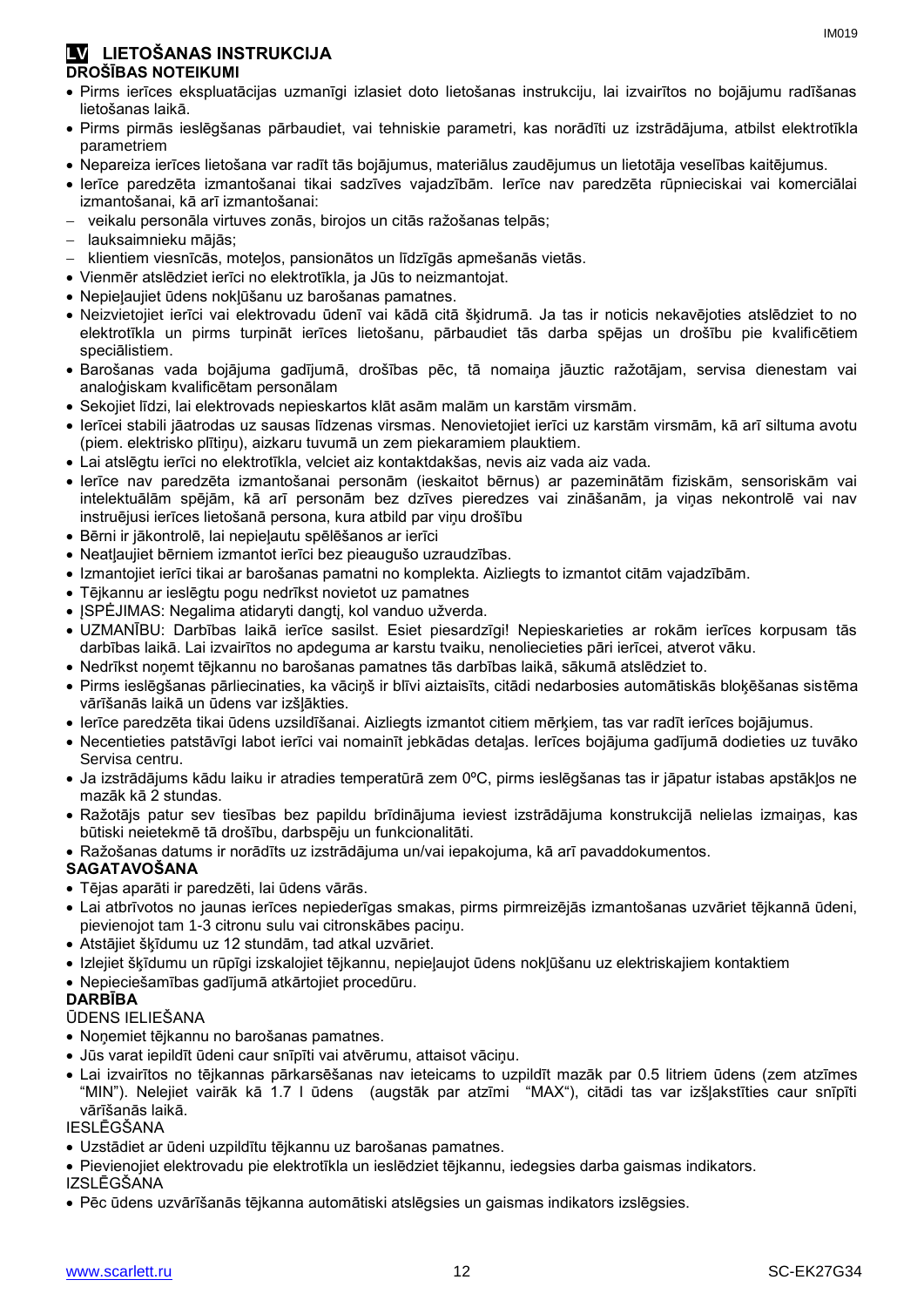## LV LIETOŠANAS INSTRUKCIJA

**DROŠĪBAS NOTEIKUMI**

- Pirms ierīces ekspluatācijas uzmanīgi izlasiet doto lietošanas instrukciju, lai izvairītos no bojājumu radīšanas lietošanas laikā.
- Pirms pirmās ieslēgšanas pārbaudiet, vai tehniskie parametri, kas norādīti uz izstrādājuma, atbilst elektrotīkla parametriem
- Nepareiza ierīces lietošana var radīt tās bojājumus, materiālus zaudējumus un lietotāja veselības kaitējumus.
- Ierīce paredzēta izmantošanai tikai sadzīves vajadzībām. Ierīce nav paredzēta rūpnieciskai vai komerciālai izmantošanai, kā arī izmantošanai:
  - veikalu personāla virtuves zonās, birojos un citās ražošanas telpās;
  - lauksaimnieku mājās;
  - klientiem viesnīcās, moteļos, pansionātos un līdzīgās apmešanās vietās.
- Vienmēr atslēdziet ierīci no elektrotīkla, ja Jūs to neizmantojat.
- Nepieļaujiet ūdens nokļūšanu uz barošanas pamatnes.
- Neizvietojiet ierīci vai elektrovadu ūdenī vai kādā citā šķidrumā. Ja tas ir noticis nekavējoties atslēdziet to no elektrotīkla un pirms turpināt ierīces lietošanu, pārbaudiet tās darba spējas un drošību pie kvalificētiem speciālistiem.
- Barošanas vada bojājuma gadījumā, drošības pēc, tā nomaiņa jāuztic ražotājam, servisa dienestam vai analoģiskam kvalificētam personālam
- Sekojiet līdzi, lai elektrovads nepieskartos klāt asām malām un karstām virsmām.
- Ierīcei stabili jāatrodas uz sausas līdzenas virsmas. Nenovietojiet ierīci uz karstām virsmām, kā arī siltuma avotu (piem. elektrisko plītiņu), aizkaru tuvumā un zem piekaramiem plauktiem.
- Lai atslēgtu ierīci no elektrotīkla, velciet aiz kontaktdakšas, nevis aiz vada aiz vada.
- Ierīce nav paredzēta izmantošanai personām (ieskaitot bērnus) ar pazeminātām fiziskām, sensoriskām vai intelektuālām spējām, kā arī personām bez dzīves pieredzes vai zināšanām, ja viņas nekontrolē vai nav instruējusi ierīces lietošanā persona, kura atbild par viņu drošību
- Bērni ir jākontrolē, lai nepieļautu spēlēšanos ar ierīci
- Neatļaujiet bērniem izmantot ierīci bez pieaugušo uzraudzības.
- Izmantojiet ierīci tikai ar barošanas pamatni no komplekta. Aizliegts to izmantot citām vajadzībām.
- Tējkannu ar ieslēgtu pogu nedrīkst novietot uz pamatnes
- ĮSPĖJIMAS: Negalima atidaryti dangtį, kol vanduo užverda.
- UZMANĪBU: Darbības laikā ierīce sasilst. Esiet piesardzīgi! Nepieskarieties ar rokām ierīces korpusam tās darbības laikā. Lai izvairītos no apdeguma ar karstu tvaiku, nenoliecieties pāri ierīcei, atverot vāku.
- Nedrīkst noņemt tējkannu no barošanas pamatnes tās darbības laikā, sākumā atslēdziet to.
- Pirms ieslēgšanas pārliecinaties, ka vāciņš ir blīvi aiztaisīts, citādi nedarbosies automātiskās bloķēšanas sistēma vārīšanās laikā un ūdens var izšļākties.
- Ierīce paredzēta tikai ūdens uzsildīšanai. Aizliegts izmantot citiem mērķiem, tas var radīt ierīces bojājumus.
- Necentieties patstāvīgi labot ierīci vai nomainīt jebkādas detaļas. Ierīces bojājuma gadījumā dodieties uz tuvāko Servisa centru.
- Ja izstrādājums kādu laiku ir atradies temperatūrā zem 0ºC, pirms ieslēgšanas tas ir jāpatur istabas apstākļos ne mazāk kā 2 stundas.
- Ražotājs patur sev tiesības bez papildu brīdinājuma ieviest izstrādājuma konstrukcijā nelielas izmaiņas, kas būtiski neietekmē tā drošību, darbspēju un funkcionalitāti.
- Ražošanas datums ir norādīts uz izstrādājuma un/vai iepakojuma, kā arī pavaddokumentos.

**SAGATAVOŠANA**

- Tējas aparāti ir paredzēti, lai ūdens vārās.
- Lai atbrīvotos no jaunas ierīces nepiederīgas smakas, pirms pirmreizējās izmantošanas uzvāriet tējkannā ūdeni, pievienojot tam 1-3 citronu sulu vai citronskābes paciņu.
- Atstājiet šķīdumu uz 12 stundām, tad atkal uzvāriet.
- Izlejiet šķīdumu un rūpīgi izskalojiet tējkannu, nepieļaujot ūdens nokļūšanu uz elektriskajiem kontaktiem
- Nepieciešamības gadījumā atkārtojiet procedūru.

**DARBĪBA**

ŪDENS IELIEŠANA

- Noņemiet tējkannu no barošanas pamatnes.
- Jūs varat iepildīt ūdeni caur snīpīti vai atvērumu, attaisot vāciņu.
- Lai izvairītos no tējkannas pārkarsēšanas nav ieteicams to uzpildīt mazāk par 0.5 litriem ūdens (zem atzīmes "MIN"). Nelejiet vairāk kā 1.7 l ūdens (augstāk par atzīmi "MAX"), citādi tas var izšļakstīties caur snīpīti vārīšanās laikā.

IESLĒGŠANA

- Uzstādiet ar ūdeni uzpildītu tējkannu uz barošanas pamatnes.
- Pievienojiet elektrovadu pie elektrotīkla un ieslēdziet tējkannu, iedegsies darba gaismas indikators.

IZSLĒGŠANA

- Pēc ūdens uzvārīšanās tējkanna automātiski atslēgsies un gaismas indikators izslēgsies.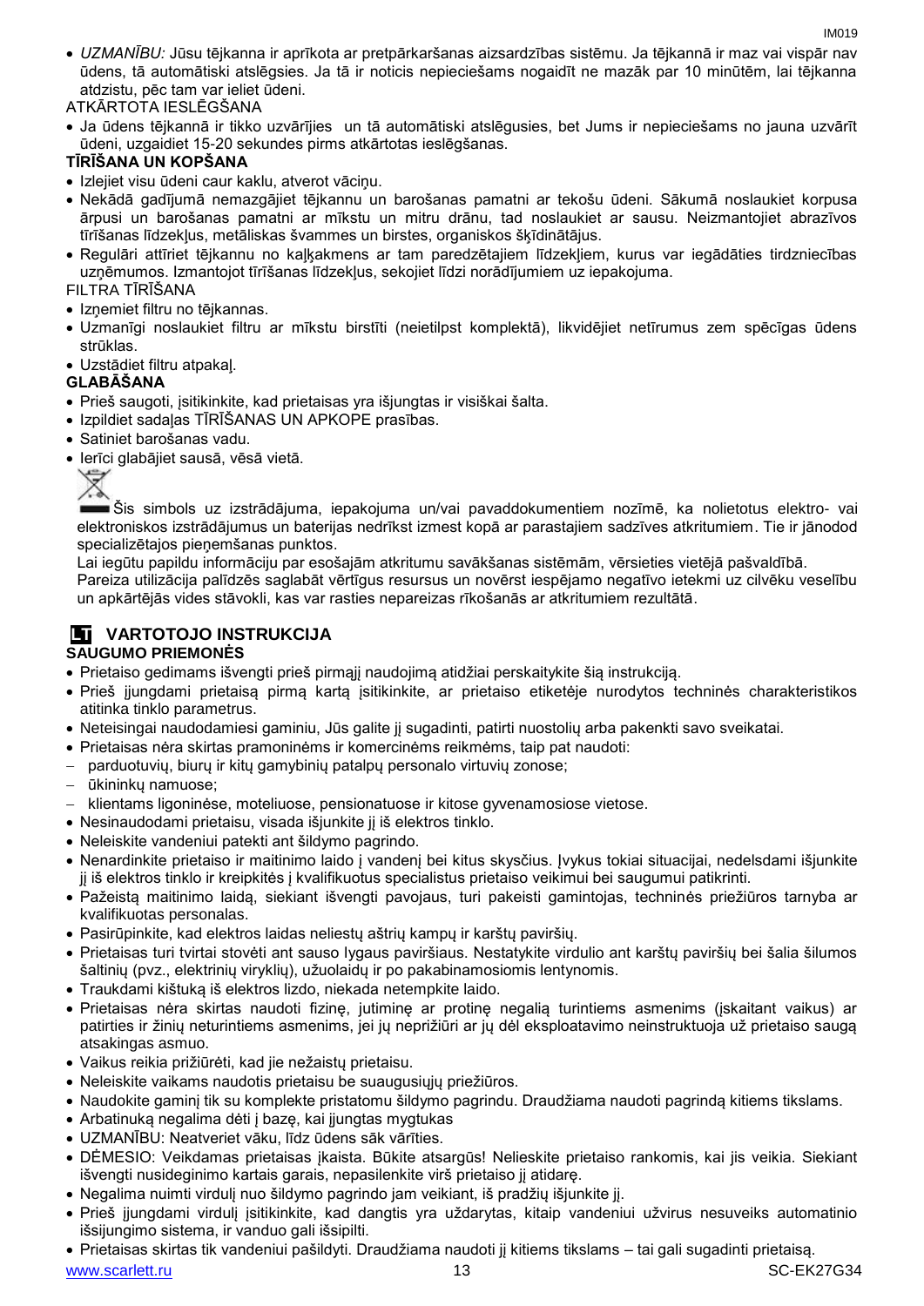- *UZMANĪBU:* Jūsu tējkanna ir aprīkota ar pretpārkaršanas aizsardzības sistēmu. Ja tējkannā ir maz vai vispār nav ūdens, tā automātiski atslēgsies. Ja tā ir noticis nepieciešams nogaidīt ne mazāk par 10 minūtēm, lai tējkanna atdzistu, pēc tam var ieliet ūdeni.

ATKĀRTOTA IESLĒGŠANA

- Ja ūdens tējkannā ir tikko uzvārījies un tā automātiski atslēgusies, bet Jums ir nepieciešams no jauna uzvārīt ūdeni, uzgaidiet 15-20 sekundes pirms atkārtotas ieslēgšanas.

**TĪRĪŠANA UN KOPŠANA**

- Izlejiet visu ūdeni caur kaklu, atverot vāciņu.
- Nekādā gadījumā nemazgājiet tējkannu un barošanas pamatni ar tekošu ūdeni. Sākumā noslaukiet korpusa ārpusi un barošanas pamatni ar mīkstu un mitru drānu, tad noslaukiet ar sausu. Neizmantojiet abrazīvos tīrīšanas līdzekļus, metāliskas švammes un birstes, organiskos šķīdinātājus.
- Regulāri attīriet tējkannu no kaļķakmens ar tam paredzētajiem līdzekļiem, kurus var iegādāties tirdzniecības uzņēmumos. Izmantojot tīrīšanas līdzekļus, sekojiet līdzi norādījumiem uz iepakojuma.

FILTRA TĪRĪŠANA

- Izņemiet filtru no tējkannas.
- Uzmanīgi noslaukiet filtru ar mīkstu birstīti (neietilpst komplektā), likvidējiet netīrumus zem spēcīgas ūdens strūklas.
- Uzstādiet filtru atpakaļ.

**GLABĀŠANA**

- Prieš saugoti, įsitikinkite, kad prietaisas yra išjungtas ir visiškai šalta.
- Izpildiet sadaļas TĪRĪŠANAS UN APKOPE prasības.
- Satiniet barošanas vadu.
- Ierīci glabājiet sausā, vēsā vietā.

Šis simbols uz izstrādājuma, iepakojuma un/vai pavaddokumentiem nozīmē, ka nolietotus elektro- vai elektroniskos izstrādājumus un baterijas nedrīkst izmest kopā ar parastajiem sadzīves atkritumiem. Tie ir jānodod specializētajos pieņemšanas punktos.

Lai iegūtu papildu informāciju par esošajām atkritumu savākšanas sistēmām, vērsieties vietējā pašvaldībā.

Pareiza utilizācija palīdzēs saglabāt vērtīgus resursus un novērst iespējamo negatīvo ietekmi uz cilvēku veselību un apkārtējās vides stāvokli, kas var rasties nepareizas rīkošanās ar atkritumiem rezultātā.

## LT VARTOTOJO INSTRUKCIJA

**SAUGUMO PRIEMONĖS**

- Prietaiso gedimams išvengti prieš pirmąjį naudojimą atidžiai perskaitykite šią instrukciją.
- Prieš įjungdami prietaisą pirmą kartą įsitikinkite, ar prietaiso etiketėje nurodytos techninės charakteristikos atitinka tinklo parametrus.
- Neteisingai naudodamiesi gaminiu, Jūs galite jį sugadinti, patirti nuostolių arba pakenkti savo sveikatai.
- Prietaisas nėra skirtas pramoninėms ir komercinėms reikmėms, taip pat naudoti:
  - parduotuvių, biurų ir kitų gamybinių patalpų personalo virtuvių zonose;
  - ūkininkų namuose;
  - klientams ligoninėse, moteliuose, pensionatuose ir kitose gyvenamosiose vietose.
- Nesinaudodami prietaisu, visada išjunkite jį iš elektros tinklo.
- Neleiskite vandeniui patekti ant šildymo pagrindo.
- Nenardinkite prietaiso ir maitinimo laido į vandenį bei kitus skysčius. Įvykus tokiai situacijai, nedelsdami išjunkite jį iš elektros tinklo ir kreipkitės į kvalifikuotus specialistus prietaiso veikimui bei saugumui patikrinti.
- Pažeistą maitinimo laidą, siekiant išvengti pavojaus, turi pakeisti gamintojas, techninės priežiūros tarnyba ar kvalifikuotas personalas.
- Pasirūpinkite, kad elektros laidas neliestų aštrių kampų ir karštų paviršių.
- Prietaisas turi tvirtai stovėti ant sauso lygaus paviršiaus. Nestatykite virdulio ant karštų paviršių bei šalia šilumos šaltinių (pvz., elektrinių viryklių), užuolaidų ir po pakabinamosiomis lentynomis.
- Traukdami kištuką iš elektros lizdo, niekada netempkite laido.
- Prietaisas nėra skirtas naudoti fizinę, jutiminę ar protinę negalią turintiems asmenims (įskaitant vaikus) ar patirties ir žinių neturintiems asmenims, jei jų neprižiūri ar jų dėl eksploatavimo neinstruktuoja už prietaiso saugą atsakingas asmuo.
- Vaikus reikia prižiūrėti, kad jie nežaistų prietaisu.
- Neleiskite vaikams naudotis prietaisu be suaugusiųjų priežiūros.
- Naudokite gaminį tik su komplekte pristatomu šildymo pagrindu. Draudžiama naudoti pagrindą kitiems tikslams.
- Arbatinuką negalima dėti į bazę, kai įjungtas mygtukas
- UZMANĪBU: Neatveriet vāku, līdz ūdens sāk vārīties.
- DĖMESIO: Veikdamas prietaisas įkaista. Būkite atsargūs! Nelieskite prietaiso rankomis, kai jis veikia. Siekiant išvengti nusideginimo kartais garais, nepasilenkite virš prietaiso jį atidarę.
- Negalima nuimti virdulį nuo šildymo pagrindo jam veikiant, iš pradžių išjunkite jį.
- Prieš įjungdami virdulį įsitikinkite, kad dangtis yra uždarytas, kitaip vandeniui užvirus nesuveiks automatinio išsijungimo sistema, ir vanduo gali išsipilti.
- Prietaisas skirtas tik vandeniui pašildyti. Draudžiama naudoti jį kitiems tikslams – tai gali sugadinti prietaisą.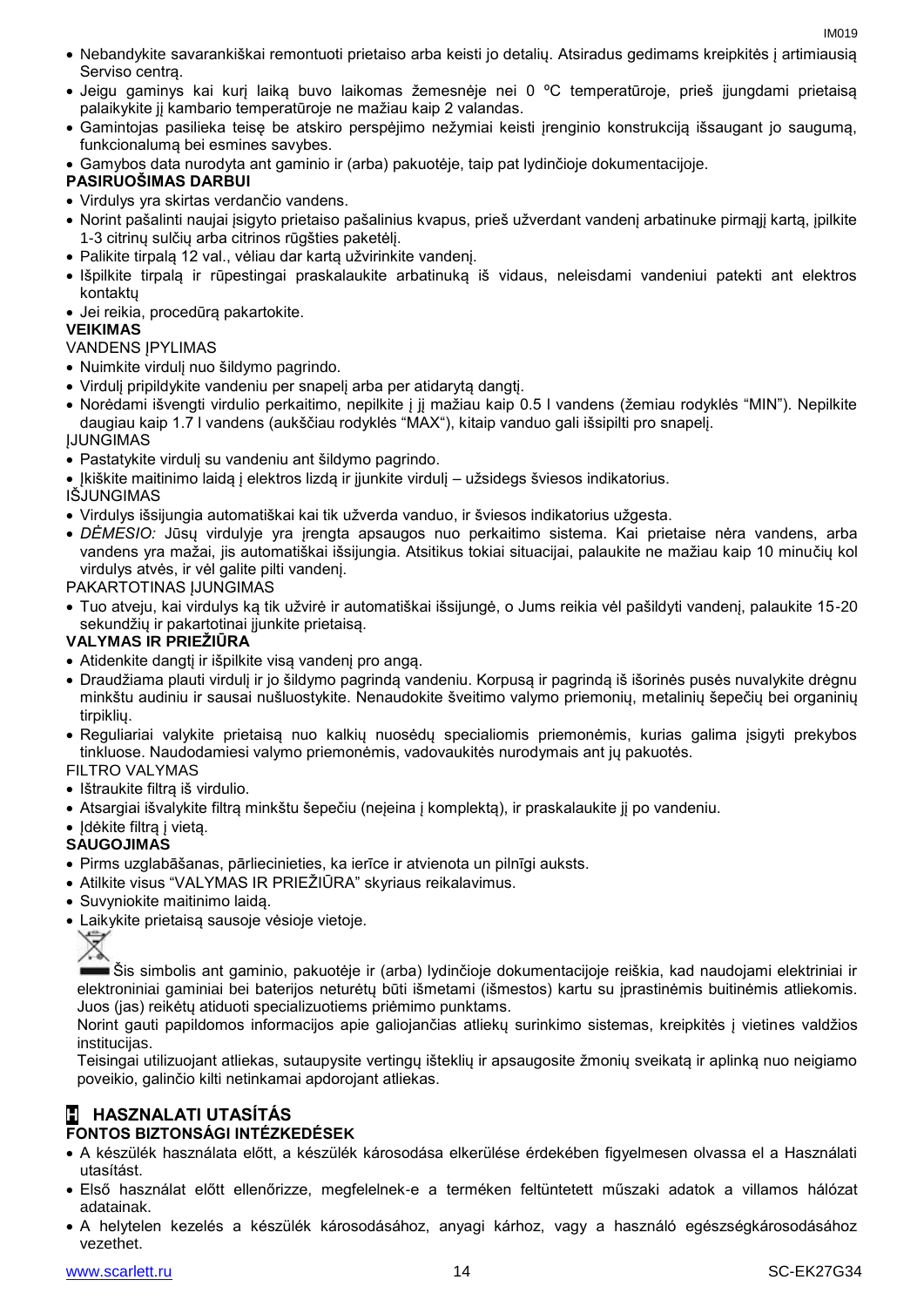- Nebandykite savarankiškai remontuoti prietaiso arba keisti jo detalių. Atsiradus gedimams kreipkitės į artimiausią Serviso centrą.
- Jeigu gaminys kai kurį laiką buvo laikomas žemesnėje nei 0 ºC temperatūroje, prieš įjungdami prietaisą palaikykite jį kambario temperatūroje ne mažiau kaip 2 valandas.
- Gamintojas pasilieka teisę be atskiro perspėjimo nežymiai keisti įrenginio konstrukciją išsaugant jo saugumą, funkcionalumą bei esmines savybes.
- Gamybos data nurodyta ant gaminio ir (arba) pakuotėje, taip pat lydinčioje dokumentacijoje.

**PASIRUOŠIMAS DARBUI**

- Virdulys yra skirtas verdančio vandens.
- Norint pašalinti naujai įsigyto prietaiso pašalinius kvapus, prieš užverdant vandenį arbatinuke pirmąjį kartą, įpilkite 1-3 citrinų sulčių arba citrinos rūgšties paketėlį.
- Palikite tirpalą 12 val., vėliau dar kartą užvirinkite vandenį.
- Išpilkite tirpalą ir rūpestingai praskalaukite arbatinuką iš vidaus, neleisdami vandeniui patekti ant elektros kontaktų
- Jei reikia, procedūrą pakartokite.

**VEIKIMAS**

VANDENS ĮPYLIMAS

- Nuimkite virdulį nuo šildymo pagrindo.
- Virdulį pripildykite vandeniu per snapelį arba per atidarytą dangtį.
- Norėdami išvengti virdulio perkaitimo, nepilkite į jį mažiau kaip 0.5 l vandens (žemiau rodyklės “MIN”). Nepilkite daugiau kaip 1.7 l vandens (aukščiau rodyklės “MAX“), kitaip vanduo gali išsipilti pro snapelį.

ĮJUNGIMAS

- Pastatykite virdulį su vandeniu ant šildymo pagrindo.
- Įkiškite maitinimo laidą į elektros lizdą ir įjunkite virdulį – užsidegs šviesos indikatorius.

IŠJUNGIMAS

- Virdulys išsijungia automatiškai kai tik užverda vanduo, ir šviesos indikatorius užgesta.
- *DĖMESIO:* Jūsų virdulyje yra įrengta apsaugos nuo perkaitimo sistema. Kai prietaise nėra vandens, arba vandens yra mažai, jis automatiškai išsijungia. Atsitikus tokiai situacijai, palaukite ne mažiau kaip 10 minučių kol virdulys atvės, ir vėl galite pilti vandenį.

PAKARTOTINAS ĮJUNGIMAS

- Tuo atveju, kai virdulys ką tik užvirė ir automatiškai išsijungė, o Jums reikia vėl pašildyti vandenį, palaukite 15-20 sekundžių ir pakartotinai įjunkite prietaisą.

**VALYMAS IR PRIEŽIŪRA**

- Atidenkite dangtį ir išpilkite visą vandenį pro angą.
- Draudžiama plauti virdulį ir jo šildymo pagrindą vandeniu. Korpusą ir pagrindą iš išorinės pusės nuvalykite drėgnu minkštu audiniu ir sausai nušluostykite. Nenaudokite šveitimo valymo priemonių, metalinių šepečių bei organinių tirpiklių.
- Reguliariai valykite prietaisą nuo kalkių nuosėdų specialiomis priemonėmis, kurias galima įsigyti prekybos tinkluose. Naudodamiesi valymo priemonėmis, vadovaukitės nurodymais ant jų pakuotės.

FILTRO VALYMAS

- Ištraukite filtrą iš virdulio.
- Atsargiai išvalykite filtrą minkštu šepečiu (neįeina į komplektą), ir praskalaukite jį po vandeniu.
- Įdėkite filtrą į vietą.

**SAUGOJIMAS**

- Pirms uzglabāšanas, pārliecinieties, ka ierīce ir atvienota un pilnīgi auksts.
- Atlikite visus “VALYMAS IR PRIEŽIŪRA” skyriaus reikalavimus.
- Suvyniokite maitinimo laidą.
- Laikykite prietaisą sausoje vėsioje vietoje.

Šis simbolis ant gaminio, pakuotėje ir (arba) lydinčioje dokumentacijoje reiškia, kad naudojami elektriniai ir elektroniniai gaminiai bei baterijos neturėtų būti išmetami (išmestos) kartu su įprastinėmis buitinėmis atliekomis. Juos (jas) reikėtų atiduoti specializuotiems priėmimo punktams.

Norint gauti papildomos informacijos apie galiojančias atliekų surinkimo sistemas, kreipkitės į vietines valdžios institucijas.

Teisingai utilizuojant atliekas, sutaupysite vertingų išteklių ir apsaugosite žmonių sveikatą ir aplinką nuo neigiamo poveikio, galinčio kilti netinkamai apdorojant atliekas.

## H HASZNALATI UTASÍTÁS

**FONTOS BIZTONSÁGI INTÉZKEDÉSEK**

- A készülék használata előtt, a készülék károsodása elkerülése érdekében figyelmesen olvassa el a Használati utasítást.
- Első használat előtt ellenőrizze, megfelelnek-e a terméken feltüntetett műszaki adatok a villamos hálózat adatainak.
- A helytelen kezelés a készülék károsodásához, anyagi kárhoz, vagy a használó egészségkárosodásához vezethet.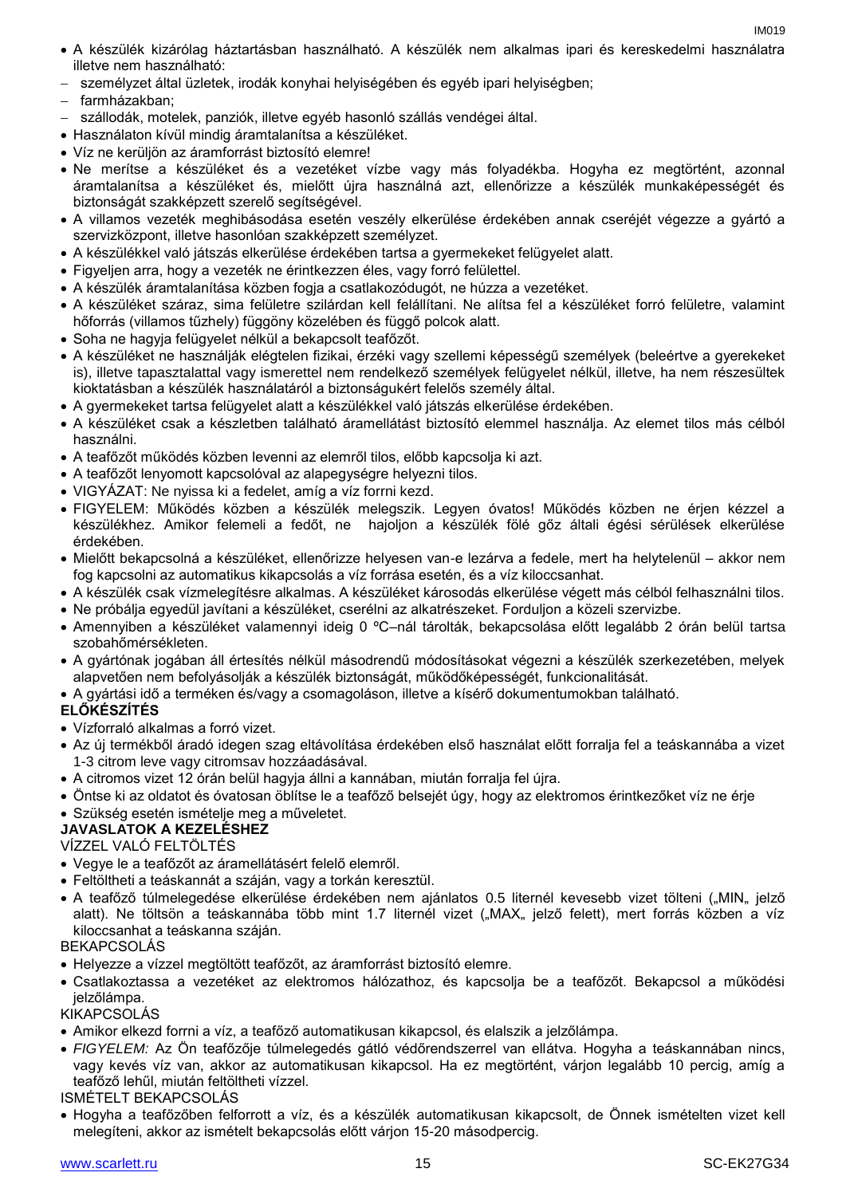- A készülék kizárólag háztartásban használható. A készülék nem alkalmas ipari és kereskedelmi használatra illetve nem használható:
- személyzet által üzletek, irodák konyhai helyiségében és egyéb ipari helyiségben;
- farmházakban;
- szállodák, motelek, panziók, illetve egyéb hasonló szállás vendégei által.
- Használaton kívül mindig áramtalanítsa a készüléket.
- Víz ne kerüljön az áramforrást biztosító elemre!
- Ne merítse a készüléket és a vezetéket vízbe vagy más folyadékba. Hogyha ez megtörtént, azonnal áramtalanítsa a készüléket és, mielőtt újra használná azt, ellenőrizze a készülék munkaképességét és biztonságát szakképzett szerelő segítségével.
- A villamos vezeték meghibásodása esetén veszély elkerülése érdekében annak cseréjét végezze a gyártó a szervizközpont, illetve hasonlóan szakképzett személyzet.
- A készülékkel való játszás elkerülése érdekében tartsa a gyermekeket felügyelet alatt.
- Figyeljen arra, hogy a vezeték ne érintkezzen éles, vagy forró felülettel.
- A készülék áramtalanítása közben fogja a csatlakozódugót, ne húzza a vezetéket.
- A készüléket száraz, sima felületre szilárdan kell felállítani. Ne alítsa fel a készüléket forró felületre, valamint hőforrás (villamos tűzhely) függöny közelében és függő polcok alatt.
- Soha ne hagyja felügyelet nélkül a bekapcsolt teafőzőt.
- A készüléket ne használják elégtelen fizikai, érzéki vagy szellemi képességű személyek (beleértve a gyerekeket is), illetve tapasztalattal vagy ismerettel nem rendelkező személyek felügyelet nélkül, illetve, ha nem részesültek kioktatásban a készülék használatáról a biztonságukért felelős személy által.
- A gyermekeket tartsa felügyelet alatt a készülékkel való játszás elkerülése érdekében.
- A készüléket csak a készletben található áramellátást biztosító elemmel használja. Az elemet tilos más célból használni.
- A teafőzőt működés közben levenni az elemről tilos, előbb kapcsolja ki azt.
- A teafőzőt lenyomott kapcsolóval az alapegységre helyezni tilos.
- VIGYÁZAT: Ne nyissa ki a fedelet, amíg a víz forrni kezd.
- FIGYELEM: Működés közben a készülék melegszik. Legyen óvatos! Működés közben ne érjen kézzel a készülékhez. Amikor felemeli a fedőt, ne hajoljon a készülék fölé gőz általi égési sérülések elkerülése érdekében.
- Mielőtt bekapcsolná a készüléket, ellenőrizze helyesen van-e lezárva a fedele, mert ha helytelenül – akkor nem fog kapcsolni az automatikus kikapcsolás a víz forrása esetén, és a víz kiloccsanhat.
- A készülék csak vízmelegítésre alkalmas. A készüléket károsodás elkerülése végett más célból felhasználni tilos.
- Ne próbálja egyedül javítani a készüléket, cserélni az alkatrészeket. Forduljon a közeli szervizbe.
- Amennyiben a készüléket valamennyi ideig 0 ºC–nál tárolták, bekapcsolása előtt legalább 2 órán belül tartsa szobahőmérsékleten.
- A gyártónak jogában áll értesítés nélkül másodrendű módosításokat végezni a készülék szerkezetében, melyek alapvetően nem befolyásolják a készülék biztonságát, működőképességét, funkcionalitását.
- A gyártási idő a terméken és/vagy a csomagoláson, illetve a kísérő dokumentumokban található.

**ELŐKÉSZÍTÉS**

- Vízforraló alkalmas a forró vizet.
- Az új termékből áradó idegen szag eltávolítása érdekében első használat előtt forralja fel a teáskannába a vizet 1-3 citrom leve vagy citromsav hozzáadásával.
- A citromos vizet 12 órán belül hagyja állni a kannában, miután forralja fel újra.
- Öntse ki az oldatot és óvatosan öblítse le a teafőző belsejét úgy, hogy az elektromos érintkezőket víz ne érje
- Szükség esetén ismételje meg a műveletet.

**JAVASLATOK A KEZELÉSHEZ**

VÍZZEL VALÓ FELTÖLTÉS

- Vegye le a teafőzőt az áramellátásért felelő elemről.
- Feltöltheti a teáskannát a száján, vagy a torkán keresztül.
- A teafőző túlmelegedése elkerülése érdekében nem ajánlatos 0.5 liternél kevesebb vizet tölteni („MIN„ jelző alatt). Ne töltsön a teáskannába több mint 1.7 liternél vizet („MAX„ jelző felett), mert forrás közben a víz kiloccsanhat a teáskanna száján.

BEKAPCSOLÁS

- Helyezze a vízzel megtöltött teafőzőt, az áramforrást biztosító elemre.
- Csatlakoztassa a vezetéket az elektromos hálózathoz, és kapcsolja be a teafőzőt. Bekapcsol a működési jelzőlámpa.

KIKAPCSOLÁS

- Amikor elkezd forrni a víz, a teafőző automatikusan kikapcsol, és elalszik a jelzőlámpa.
- *FIGYELEM:* Az Ön teafőzője túlmelegedés gátló védőrendszerrel van ellátva. Hogyha a teáskannában nincs, vagy kevés víz van, akkor az automatikusan kikapcsol. Ha ez megtörtént, várjon legalább 10 percig, amíg a teafőző lehűl, miután feltöltheti vízzel.

ISMÉTELT BEKAPCSOLÁS

- Hogyha a teafőzőben felforrott a víz, és a készülék automatikusan kikapcsolt, de Önnek ismételten vizet kell melegíteni, akkor az ismételt bekapcsolás előtt várjon 15-20 másodpercig.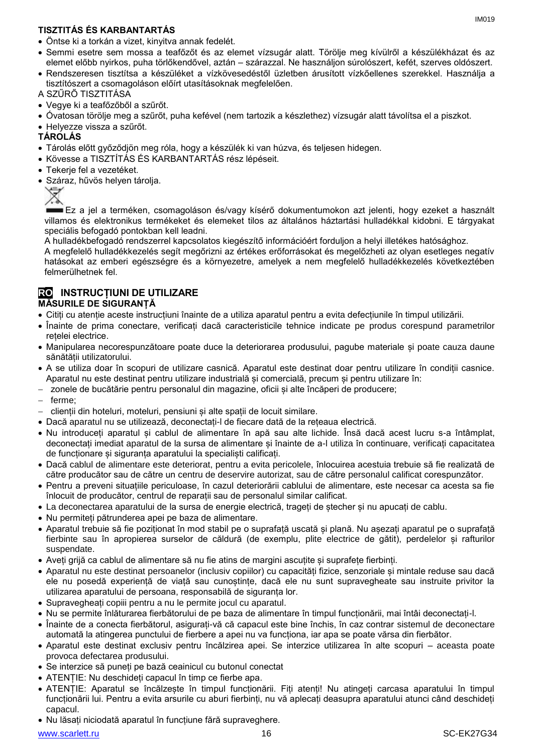**TISZTITÁS ÉS KARBANTARTÁS**

- Öntse ki a torkán a vizet, kinyitva annak fedelét.
- Semmi esetre sem mossa a teafőzőt és az elemet vízsugár alatt. Törölje meg kívülről a készülékházat és az elemet előbb nyirkos, puha törlőkendővel, aztán – szárazzal. Ne használjon súrolószert, kefét, szerves oldószert.
- Rendszeresen tisztítsa a készüléket a vízkövesedéstől üzletben árusított vízkőellenes szerekkel. Használja a tisztítószert a csomagoláson előírt utasításoknak megfelelően.

A SZŰRŐ TISZTITÁSA

- Vegye ki a teafőzőből a szűrőt.
- Óvatosan törölje meg a szűrőt, puha kefével (nem tartozik a készlethez) vízsugár alatt távolítsa el a piszkot.
- Helyezze vissza a szűrőt.

**TÁROLÁS**

- Tárolás előtt győződjön meg róla, hogy a készülék ki van húzva, és teljesen hidegen.
- Kövesse a TISZTÍTÁS ÉS KARBANTARTÁS rész lépéseit.
- Tekerje fel a vezetéket.
- Száraz, hűvös helyen tárolja.

Ez a jel a terméken, csomagoláson és/vagy kísérő dokumentumokon azt jelenti, hogy ezeket a használt villamos és elektronikus termékeket és elemeket tilos az általános háztartási hulladékkal kidobni. E tárgyakat speciális befogadó pontokban kell leadni.

A hulladékbefogadó rendszerrel kapcsolatos kiegészítő információért forduljon a helyi illetékes hatósághoz.

A megfelelő hulladékkezelés segít megőrizni az értékes erőforrásokat és megelőzheti az olyan esetleges negatív hatásokat az emberi egészségre és a környezetre, amelyek a nem megfelelő hulladékkezelés következtében felmerülhetnek fel.

## RO INSTRUCȚIUNI DE UTILIZARE

**MĂSURILE DE SIGURANȚĂ**

- Citiți cu atenție aceste instrucțiuni înainte de a utiliza aparatul pentru a evita defecțiunile în timpul utilizării.
- Înainte de prima conectare, verificați dacă caracteristicile tehnice indicate pe produs corespund parametrilor rețelei electrice.
- Manipularea necorespunzătoare poate duce la deteriorarea produsului, pagube materiale și poate cauza daune sănătății utilizatorului.
- A se utiliza doar în scopuri de utilizare casnică. Aparatul este destinat doar pentru utilizare în condiții casnice. Aparatul nu este destinat pentru utilizare industrială și comercială, precum și pentru utilizare în:
  - zonele de bucătărie pentru personalul din magazine, oficii și alte încăperi de producere;
  - ferme;
  - clienții din hoteluri, moteluri, pensiuni și alte spații de locuit similare.
- Dacă aparatul nu se utilizează, deconectați-l de fiecare dată de la rețeaua electrică.
- Nu introduceți aparatul și cablul de alimentare în apă sau alte lichide. Însă dacă acest lucru s-a întâmplat, deconectați imediat aparatul de la sursa de alimentare și înainte de a-l utiliza în continuare, verificați capacitatea de funcționare și siguranța aparatului la specialiști calificați.
- Dacă cablul de alimentare este deteriorat, pentru a evita pericolele, înlocuirea acestuia trebuie să fie realizată de către producător sau de către un centru de deservire autorizat, sau de către personalul calificat corespunzător.
- Pentru a preveni situațiile periculoase, în cazul deteriorării cablului de alimentare, este necesar ca acesta sa fie înlocuit de producător, centrul de reparații sau de personalul similar calificat.
- La deconectarea aparatului de la sursa de energie electrică, trageți de ștecher și nu apucați de cablu.
- Nu permiteți pătrunderea apei pe baza de alimentare.
- Aparatul trebuie să fie poziționat în mod stabil pe o suprafață uscată și plană. Nu așezați aparatul pe o suprafață fierbinte sau în apropierea surselor de căldură (de exemplu, plite electrice de gătit), perdelelor și rafturilor suspendate.
- Aveți grijă ca cablul de alimentare să nu fie atins de margini ascuțite și suprafețe fierbinți.
- Aparatul nu este destinat persoanelor (inclusiv copiilor) cu capacități fizice, senzoriale și mintale reduse sau dacă ele nu posedă experiență de viață sau cunoștințe, dacă ele nu sunt supravegheate sau instruite privitor la utilizarea aparatului de persoana, responsabilă de siguranța lor.
- Supravegheați copiii pentru a nu le permite jocul cu aparatul.
- Nu se permite înlăturarea fierbătorului de pe baza de alimentare în timpul funcționării, mai întâi deconectați-l.
- Înainte de a conecta fierbătorul, asigurați-vă că capacul este bine închis, în caz contrar sistemul de deconectare automată la atingerea punctului de fierbere a apei nu va funcționa, iar apa se poate vărsa din fierbător.
- Aparatul este destinat exclusiv pentru încălzirea apei. Se interzice utilizarea în alte scopuri – aceasta poate provoca defectarea produsului.
- Se interzice să puneți pe bază ceainicul cu butonul conectat
- ATENȚIE: Nu deschideți capacul în timp ce fierbe apa.
- ATENȚIE: Aparatul se încălzește în timpul funcționării. Fiți atenți! Nu atingeți carcasa aparatului în timpul funcționării lui. Pentru a evita arsurile cu aburi fierbinți, nu vă aplecați deasupra aparatului atunci când deschideți capacul.
- Nu lăsați niciodată aparatul în funcțiune fără supraveghere.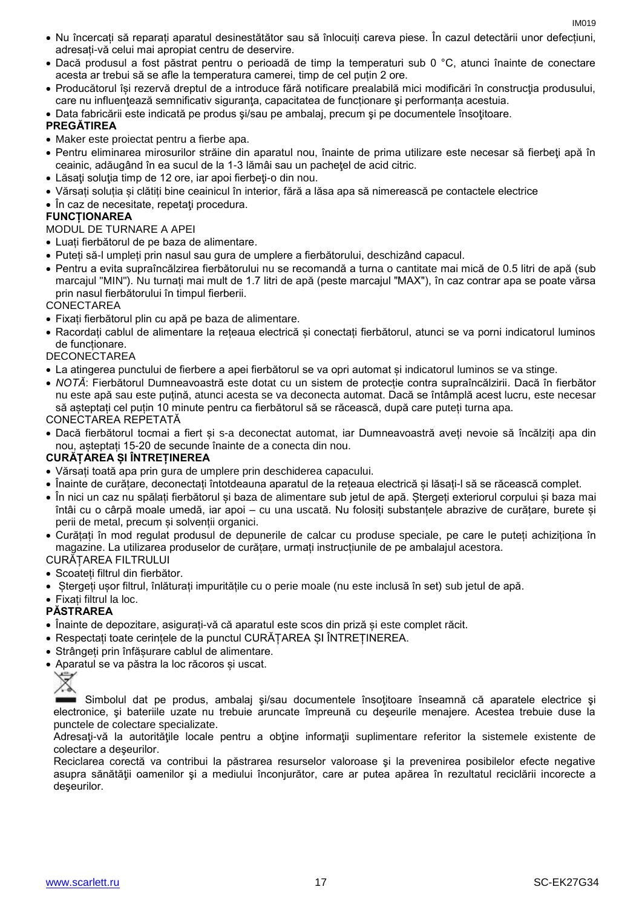- Nu încercați să reparați aparatul desinestătător sau să înlocuiți careva piese. În cazul detectării unor defecțiuni, adresați-vă celui mai apropiat centru de deservire.
- Dacă produsul a fost păstrat pentru o perioadă de timp la temperaturi sub 0 °C, atunci înainte de conectare acesta ar trebui să se afle la temperatura camerei, timp de cel puțin 2 ore.
- Producătorul îşi rezervă dreptul de a introduce fără notificare prealabilă mici modificări în construcţia produsului, care nu influenţează semnificativ siguranţa, capacitatea de funcţionare şi performanța acestuia.
- Data fabricării este indicată pe produs şi/sau pe ambalaj, precum şi pe documentele însoţitoare.

**PREGĂTIREA**

- Maker este proiectat pentru a fierbe apa.
- Pentru eliminarea mirosurilor străine din aparatul nou, înainte de prima utilizare este necesar să fierbeţi apă în ceainic, adăugând în ea sucul de la 1-3 lămâi sau un pacheţel de acid citric.
- Lăsaţi soluţia timp de 12 ore, iar apoi fierbeţi-o din nou.
- Vărsați soluția și clătiți bine ceainicul în interior, fără a lăsa apa să nimerească pe contactele electrice
- În caz de necesitate, repetaţi procedura.

**FUNCȚIONAREA**

MODUL DE TURNARE A APEI

- Luați fierbătorul de pe baza de alimentare.
- Puteți să-l umpleți prin nasul sau gura de umplere a fierbătorului, deschizând capacul.
- Pentru a evita supraîncălzirea fierbătorului nu se recomandă a turna o cantitate mai mică de 0.5 litri de apă (sub marcajul "MIN"). Nu turnați mai mult de 1.7 litri de apă (peste marcajul "MAX"), în caz contrar apa se poate vărsa prin nasul fierbătorului în timpul fierberii.

CONECTAREA

- Fixați fierbătorul plin cu apă pe baza de alimentare.
- Racordați cablul de alimentare la rețeaua electrică și conectați fierbătorul, atunci se va porni indicatorul luminos de funcționare.

DECONECTAREA

- La atingerea punctului de fierbere a apei fierbătorul se va opri automat și indicatorul luminos se va stinge.
- *NOTĂ*: Fierbătorul Dumneavoastră este dotat cu un sistem de protecție contra supraîncălzirii. Dacă în fierbător nu este apă sau este puțină, atunci acesta se va deconecta automat. Dacă se întâmplă acest lucru, este necesar să așteptați cel puțin 10 minute pentru ca fierbătorul să se răcească, după care puteți turna apa.

CONECTAREA REPETATĂ

- Dacă fierbătorul tocmai a fiert și s-a deconectat automat, iar Dumneavoastră aveți nevoie să încălziți apa din nou, așteptați 15-20 de secunde înainte de a conecta din nou.

**CURĂȚAREA ȘI ÎNTREȚINEREA**

- Vărsați toată apa prin gura de umplere prin deschiderea capacului.
- Înainte de curățare, deconectați întotdeauna aparatul de la rețeaua electrică și lăsați-l să se răcească complet.
- În nici un caz nu spălați fierbătorul și baza de alimentare sub jetul de apă. Ștergeți exteriorul corpului și baza mai întâi cu o cârpă moale umedă, iar apoi – cu una uscată. Nu folosiți substanțele abrazive de curățare, burete și perii de metal, precum și solvenții organici.
- Curățați în mod regulat produsul de depunerile de calcar cu produse speciale, pe care le puteți achiziționa în magazine. La utilizarea produselor de curățare, urmați instrucțiunile de pe ambalajul acestora.

CURĂȚAREA FILTRULUI

- Scoateți filtrul din fierbător.
- Ștergeți ușor filtrul, înlăturați impuritățile cu o perie moale (nu este inclusă în set) sub jetul de apă.
- Fixați filtrul la loc.

**PĂSTRAREA**

- Înainte de depozitare, asigurați-vă că aparatul este scos din priză și este complet răcit.
- Respectați toate cerințele de la punctul CURĂȚAREA ȘI ÎNTREȚINEREA.
- Strângeți prin înfășurare cablul de alimentare.
- Aparatul se va păstra la loc răcoros și uscat.

Simbolul dat pe produs, ambalaj şi/sau documentele însoţitoare înseamnă că aparatele electrice şi electronice, şi bateriile uzate nu trebuie aruncate împreună cu deşeurile menajere. Acestea trebuie duse la punctele de colectare specializate.

Adresaţi-vă la autorităţile locale pentru a obţine informaţii suplimentare referitor la sistemele existente de colectare a deşeurilor.

Reciclarea corectă va contribui la păstrarea resurselor valoroase şi la prevenirea posibilelor efecte negative asupra sănătăţii oamenilor şi a mediului înconjurător, care ar putea apărea în rezultatul reciclării incorecte a deşeurilor.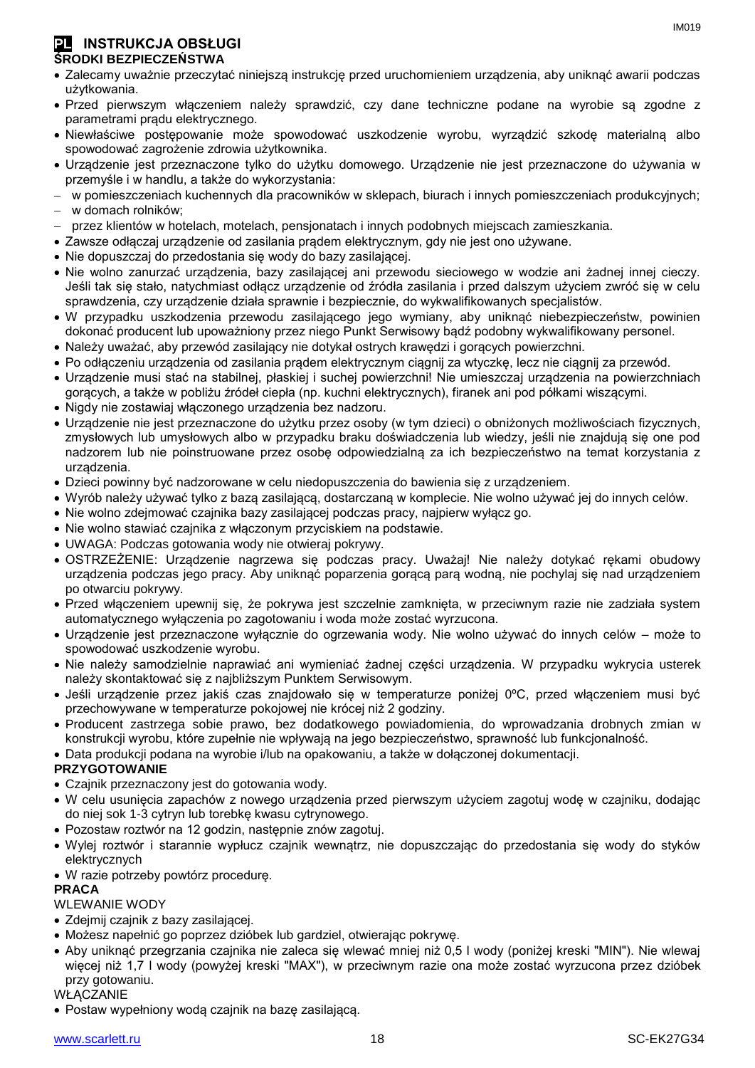## PL INSTRUKCJA OBSŁUGI

**ŚRODKI BEZPIECZEŃSTWA**

- Zalecamy uważnie przeczytać niniejszą instrukcję przed uruchomieniem urządzenia, aby uniknąć awarii podczas użytkowania.
- Przed pierwszym włączeniem należy sprawdzić, czy dane techniczne podane na wyrobie są zgodne z parametrami prądu elektrycznego.
- Niewłaściwe postępowanie może spowodować uszkodzenie wyrobu, wyrządzić szkodę materialną albo spowodować zagrożenie zdrowia użytkownika.
- Urządzenie jest przeznaczone tylko do użytku domowego. Urządzenie nie jest przeznaczone do używania w przemyśle i w handlu, a także do wykorzystania:
  - w pomieszczeniach kuchennych dla pracowników w sklepach, biurach i innych pomieszczeniach produkcyjnych;
  - w domach rolników;
  - przez klientów w hotelach, motelach, pensjonatach i innych podobnych miejscach zamieszkania.
- Zawsze odłączaj urządzenie od zasilania prądem elektrycznym, gdy nie jest ono używane.
- Nie dopuszczaj do przedostania się wody do bazy zasilającej.
- Nie wolno zanurzać urządzenia, bazy zasilającej ani przewodu sieciowego w wodzie ani żadnej innej cieczy. Jeśli tak się stało, natychmiast odłącz urządzenie od źródła zasilania i przed dalszym użyciem zwróć się w celu sprawdzenia, czy urządzenie działa sprawnie i bezpiecznie, do wykwalifikowanych specjalistów.
- W przypadku uszkodzenia przewodu zasilającego jego wymiany, aby uniknąć niebezpieczeństw, powinien dokonać producent lub upoważniony przez niego Punkt Serwisowy bądź podobny wykwalifikowany personel.
- Należy uważać, aby przewód zasilający nie dotykał ostrych krawędzi i gorących powierzchni.
- Po odłączeniu urządzenia od zasilania prądem elektrycznym ciągnij za wtyczkę, lecz nie ciągnij za przewód.
- Urządzenie musi stać na stabilnej, płaskiej i suchej powierzchni! Nie umieszczaj urządzenia na powierzchniach gorących, a także w pobliżu źródeł ciepła (np. kuchni elektrycznych), firanek ani pod półkami wiszącymi.
- Nigdy nie zostawiaj włączonego urządzenia bez nadzoru.
- Urządzenie nie jest przeznaczone do użytku przez osoby (w tym dzieci) o obniżonych możliwościach fizycznych, zmysłowych lub umysłowych albo w przypadku braku doświadczenia lub wiedzy, jeśli nie znajdują się one pod nadzorem lub nie poinstruowane przez osobę odpowiedzialną za ich bezpieczeństwo na temat korzystania z urządzenia.
- Dzieci powinny być nadzorowane w celu niedopuszczenia do bawienia się z urządzeniem.
- Wyrób należy używać tylko z bazą zasilającą, dostarczaną w komplecie. Nie wolno używać jej do innych celów.
- Nie wolno zdejmować czajnika bazy zasilającej podczas pracy, najpierw wyłącz go.
- Nie wolno stawiać czajnika z włączonym przyciskiem na podstawie.
- UWAGA: Podczas gotowania wody nie otwieraj pokrywy.
- OSTRZEŻENIE: Urządzenie nagrzewa się podczas pracy. Uważaj! Nie należy dotykać rękami obudowy urządzenia podczas jego pracy. Aby uniknąć poparzenia gorącą parą wodną, nie pochylaj się nad urządzeniem po otwarciu pokrywy.
- Przed włączeniem upewnij się, że pokrywa jest szczelnie zamknięta, w przeciwnym razie nie zadziała system automatycznego wyłączenia po zagotowaniu i woda może zostać wyrzucona.
- Urządzenie jest przeznaczone wyłącznie do ogrzewania wody. Nie wolno używać do innych celów – może to spowodować uszkodzenie wyrobu.
- Nie należy samodzielnie naprawiać ani wymieniać żadnej części urządzenia. W przypadku wykrycia usterek należy skontaktować się z najbliższym Punktem Serwisowym.
- Jeśli urządzenie przez jakiś czas znajdowało się w temperaturze poniżej 0ºC, przed włączeniem musi być przechowywane w temperaturze pokojowej nie krócej niż 2 godziny.
- Producent zastrzega sobie prawo, bez dodatkowego powiadomienia, do wprowadzania drobnych zmian w konstrukcji wyrobu, które zupełnie nie wpływają na jego bezpieczeństwo, sprawność lub funkcjonalność.
- Data produkcji podana na wyrobie i/lub na opakowaniu, a także w dołączonej dokumentacji.

**PRZYGOTOWANIE**

- Czajnik przeznaczony jest do gotowania wody.
- W celu usunięcia zapachów z nowego urządzenia przed pierwszym użyciem zagotuj wodę w czajniku, dodając do niej sok 1-3 cytryn lub torebkę kwasu cytrynowego.
- Pozostaw roztwór na 12 godzin, następnie znów zagotuj.
- Wylej roztwór i starannie wypłucz czajnik wewnątrz, nie dopuszczając do przedostania się wody do styków elektrycznych
- W razie potrzeby powtórz procedurę.

**PRACA**

WLEWANIE WODY

- Zdejmij czajnik z bazy zasilającej.
- Możesz napełnić go poprzez dzióbek lub gardziel, otwierając pokrywę.
- Aby uniknąć przegrzania czajnika nie zaleca się wlewać mniej niż 0,5 l wody (poniżej kreski "MIN"). Nie wlewaj więcej niż 1,7 l wody (powyżej kreski "MAX"), w przeciwnym razie ona może zostać wyrzucona przez dzióbek przy gotowaniu.

WŁĄCZANIE

- Postaw wypełniony wodą czajnik na bazę zasilającą.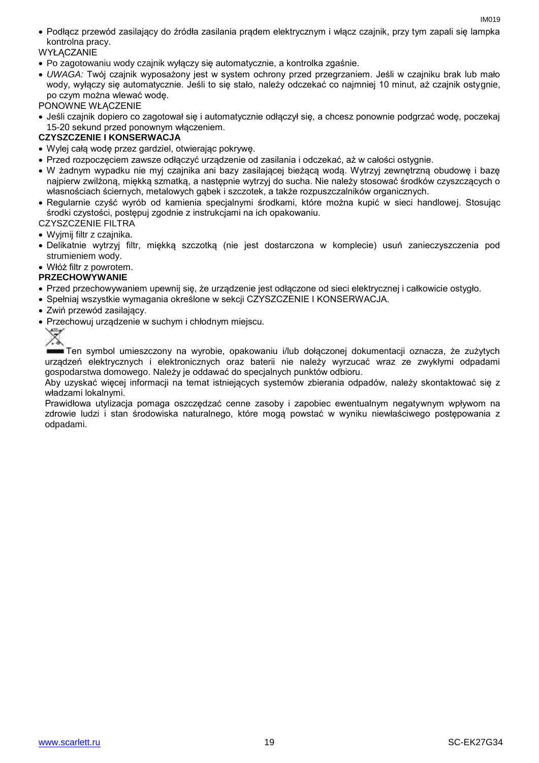- Podłącz przewód zasilający do źródła zasilania prądem elektrycznym i włącz czajnik, przy tym zapali się lampka kontrolna pracy.

WYŁĄCZANIE

- Po zagotowaniu wody czajnik wyłączy się automatycznie, a kontrolka zgaśnie.
- *UWAGA:* Twój czajnik wyposażony jest w system ochrony przed przegrzaniem. Jeśli w czajniku brak lub mało wody, wyłączy się automatycznie. Jeśli to się stało, należy odczekać co najmniej 10 minut, aż czajnik ostygnie, po czym można wlewać wodę.

PONOWNE WŁĄCZENIE

- Jeśli czajnik dopiero co zagotował się i automatycznie odłączył się, a chcesz ponownie podgrzać wodę, poczekaj 15-20 sekund przed ponownym włączeniem.

**CZYSZCZENIE I KONSERWACJA**

- Wylej całą wodę przez gardziel, otwierając pokrywę.
- Przed rozpoczęciem zawsze odłączyć urządzenie od zasilania i odczekać, aż w całości ostygnie.
- W żadnym wypadku nie myj czajnika ani bazy zasilającej bieżącą wodą. Wytrzyj zewnętrzną obudowę i bazę najpierw zwilżoną, miękką szmatką, a następnie wytrzyj do sucha. Nie należy stosować środków czyszczących o własnościach ściernych, metalowych gąbek i szczotek, a także rozpuszczalników organicznych.
- Regularnie czyść wyrób od kamienia specjalnymi środkami, które można kupić w sieci handlowej. Stosując środki czystości, postępuj zgodnie z instrukcjami na ich opakowaniu.

CZYSZCZENIE FILTRA

- Wyjmij filtr z czajnika.
- Delikatnie wytrzyj filtr, miękką szczotką (nie jest dostarczona w komplecie) usuń zanieczyszczenia pod strumieniem wody.
- Włóż filtr z powrotem.

**PRZECHOWYWANIE**

- Przed przechowywaniem upewnij się, że urządzenie jest odłączone od sieci elektrycznej i całkowicie ostygło.
- Spełniaj wszystkie wymagania określone w sekcji CZYSZCZENIE I KONSERWACJA.
- Zwiń przewód zasilający.
- Przechowuj urządzenie w suchym i chłodnym miejscu.

Ten symbol umieszczony na wyrobie, opakowaniu i/lub dołączonej dokumentacji oznacza, że zużytych urządzeń elektrycznych i elektronicznych oraz baterii nie należy wyrzucać wraz ze zwykłymi odpadami gospodarstwa domowego. Należy je oddawać do specjalnych punktów odbioru.

Aby uzyskać więcej informacji na temat istniejących systemów zbierania odpadów, należy skontaktować się z władzami lokalnymi.

Prawidłowa utylizacja pomaga oszczędzać cenne zasoby i zapobiec ewentualnym negatywnym wpływom na zdrowie ludzi i stan środowiska naturalnego, które mogą powstać w wyniku niewłaściwego postępowania z odpadami.